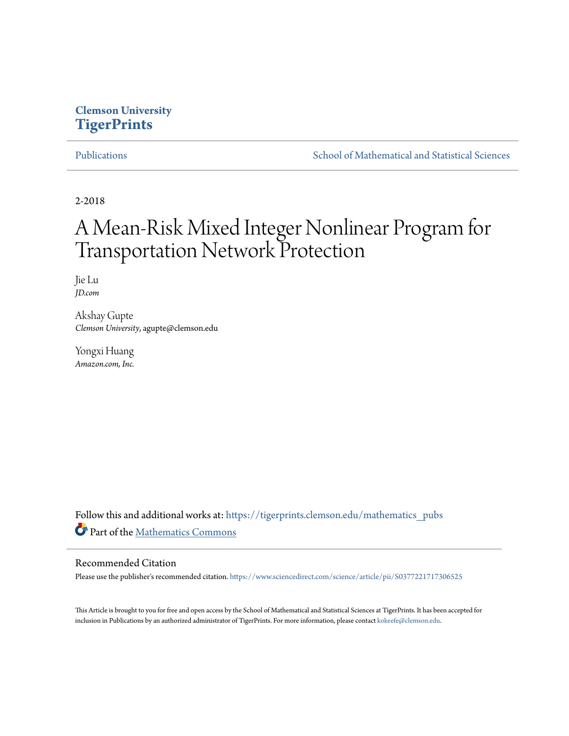Clemson University
**TigerPrints**

Publications | School of Mathematical and Statistical Sciences

2-2018

# A Mean-Risk Mixed Integer Nonlinear Program for Transportation Network Protection

Jie Lu
*JD.com*

Akshay Gupte
*Clemson University*, agupte@clemson.edu

Yongxi Huang
*Amazon.com, Inc.*

Follow this and additional works at: https://tigerprints.clemson.edu/mathematics_pubs

Part of the Mathematics Commons

## Recommended Citation

Please use the publisher's recommended citation. https://www.sciencedirect.com/science/article/pii/S0377221717306525

This Article is brought to you for free and open access by the School of Mathematical and Statistical Sciences at TigerPrints. It has been accepted for inclusion in Publications by an authorized administrator of TigerPrints. For more information, please contact kokeefe@clemson.edu.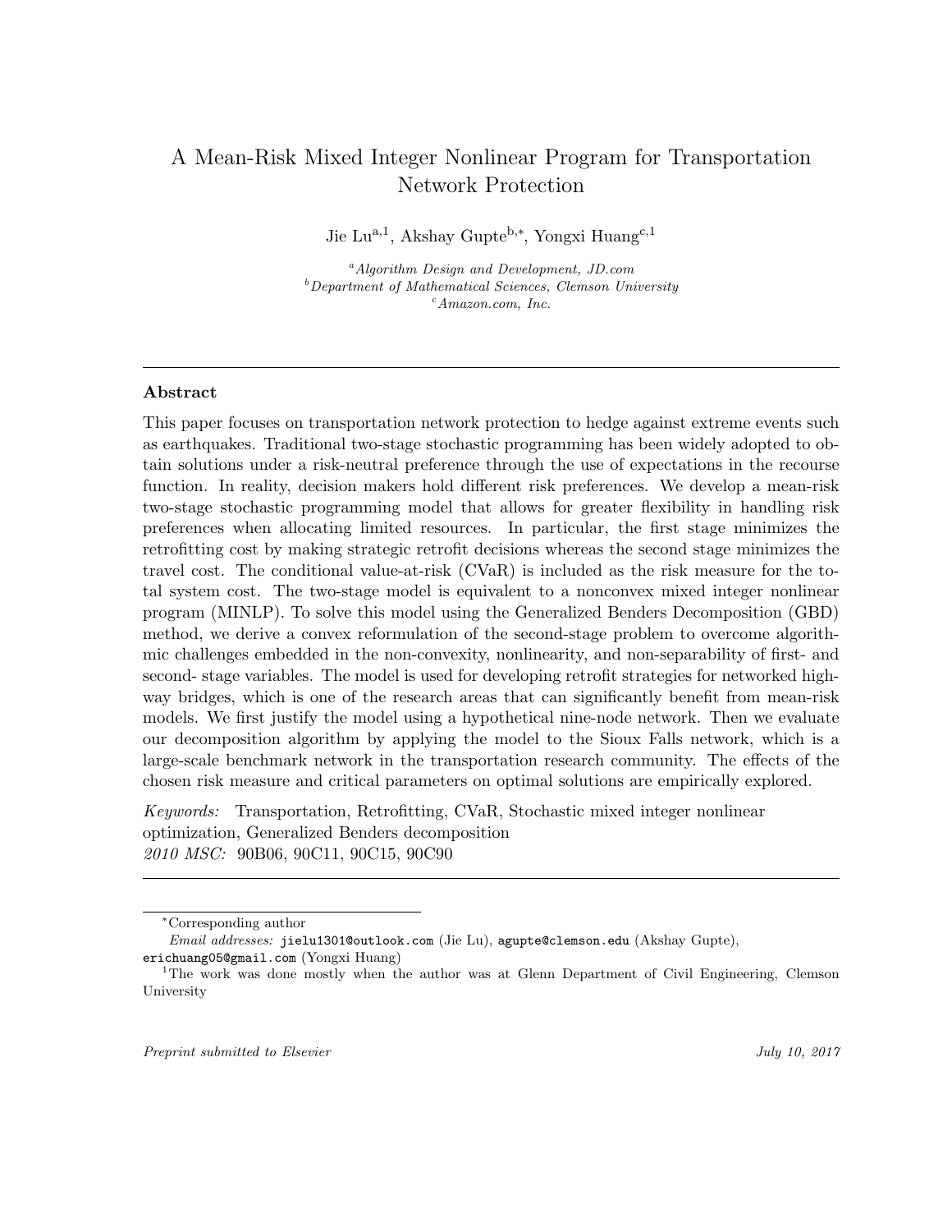# A Mean-Risk Mixed Integer Nonlinear Program for Transportation Network Protection

Jie Lu[a,1], Akshay Gupte[b,*], Yongxi Huang[c,1]

[a] *Algorithm Design and Development, JD.com*
[b] *Department of Mathematical Sciences, Clemson University*
[c] *Amazon.com, Inc.*

---

### Abstract

This paper focuses on transportation network protection to hedge against extreme events such as earthquakes. Traditional two-stage stochastic programming has been widely adopted to obtain solutions under a risk-neutral preference through the use of expectations in the recourse function. In reality, decision makers hold different risk preferences. We develop a mean-risk two-stage stochastic programming model that allows for greater flexibility in handling risk preferences when allocating limited resources. In particular, the first stage minimizes the retrofitting cost by making strategic retrofit decisions whereas the second stage minimizes the travel cost. The conditional value-at-risk (CVaR) is included as the risk measure for the total system cost. The two-stage model is equivalent to a nonconvex mixed integer nonlinear program (MINLP). To solve this model using the Generalized Benders Decomposition (GBD) method, we derive a convex reformulation of the second-stage problem to overcome algorithmic challenges embedded in the non-convexity, nonlinearity, and non-separability of first- and second- stage variables. The model is used for developing retrofit strategies for networked highway bridges, which is one of the research areas that can significantly benefit from mean-risk models. We first justify the model using a hypothetical nine-node network. Then we evaluate our decomposition algorithm by applying the model to the Sioux Falls network, which is a large-scale benchmark network in the transportation research community. The effects of the chosen risk measure and critical parameters on optimal solutions are empirically explored.

*Keywords:* Transportation, Retrofitting, CVaR, Stochastic mixed integer nonlinear optimization, Generalized Benders decomposition
*2010 MSC:* 90B06, 90C11, 90C15, 90C90

---

[*] Corresponding author
*Email addresses:* jielu1301@outlook.com (Jie Lu), agupte@clemson.edu (Akshay Gupte), erichuang05@gmail.com (Yongxi Huang)
[1] The work was done mostly when the author was at Glenn Department of Civil Engineering, Clemson University

*Preprint submitted to Elsevier* *July 10, 2017*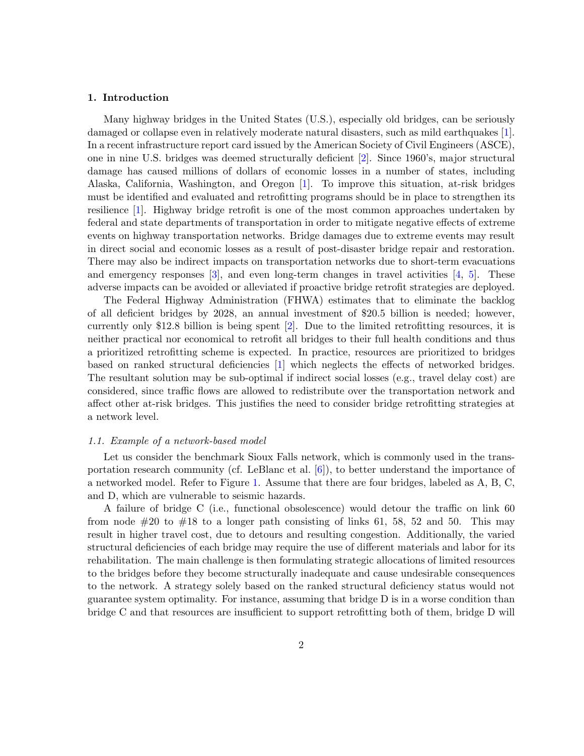## 1. Introduction

Many highway bridges in the United States (U.S.), especially old bridges, can be seriously damaged or collapse even in relatively moderate natural disasters, such as mild earthquakes [1]. In a recent infrastructure report card issued by the American Society of Civil Engineers (ASCE), one in nine U.S. bridges was deemed structurally deficient [2]. Since 1960's, major structural damage has caused millions of dollars of economic losses in a number of states, including Alaska, California, Washington, and Oregon [1]. To improve this situation, at-risk bridges must be identified and evaluated and retrofitting programs should be in place to strengthen its resilience [1]. Highway bridge retrofit is one of the most common approaches undertaken by federal and state departments of transportation in order to mitigate negative effects of extreme events on highway transportation networks. Bridge damages due to extreme events may result in direct social and economic losses as a result of post-disaster bridge repair and restoration. There may also be indirect impacts on transportation networks due to short-term evacuations and emergency responses [3], and even long-term changes in travel activities [4, 5]. These adverse impacts can be avoided or alleviated if proactive bridge retrofit strategies are deployed.

The Federal Highway Administration (FHWA) estimates that to eliminate the backlog of all deficient bridges by 2028, an annual investment of \$20.5 billion is needed; however, currently only \$12.8 billion is being spent [2]. Due to the limited retrofitting resources, it is neither practical nor economical to retrofit all bridges to their full health conditions and thus a prioritized retrofitting scheme is expected. In practice, resources are prioritized to bridges based on ranked structural deficiencies [1] which neglects the effects of networked bridges. The resultant solution may be sub-optimal if indirect social losses (e.g., travel delay cost) are considered, since traffic flows are allowed to redistribute over the transportation network and affect other at-risk bridges. This justifies the need to consider bridge retrofitting strategies at a network level.

### 1.1. Example of a network-based model

Let us consider the benchmark Sioux Falls network, which is commonly used in the transportation research community (cf. LeBlanc et al. [6]), to better understand the importance of a networked model. Refer to Figure 1. Assume that there are four bridges, labeled as A, B, C, and D, which are vulnerable to seismic hazards.

A failure of bridge C (i.e., functional obsolescence) would detour the traffic on link 60 from node #20 to #18 to a longer path consisting of links 61, 58, 52 and 50. This may result in higher travel cost, due to detours and resulting congestion. Additionally, the varied structural deficiencies of each bridge may require the use of different materials and labor for its rehabilitation. The main challenge is then formulating strategic allocations of limited resources to the bridges before they become structurally inadequate and cause undesirable consequences to the network. A strategy solely based on the ranked structural deficiency status would not guarantee system optimality. For instance, assuming that bridge D is in a worse condition than bridge C and that resources are insufficient to support retrofitting both of them, bridge D will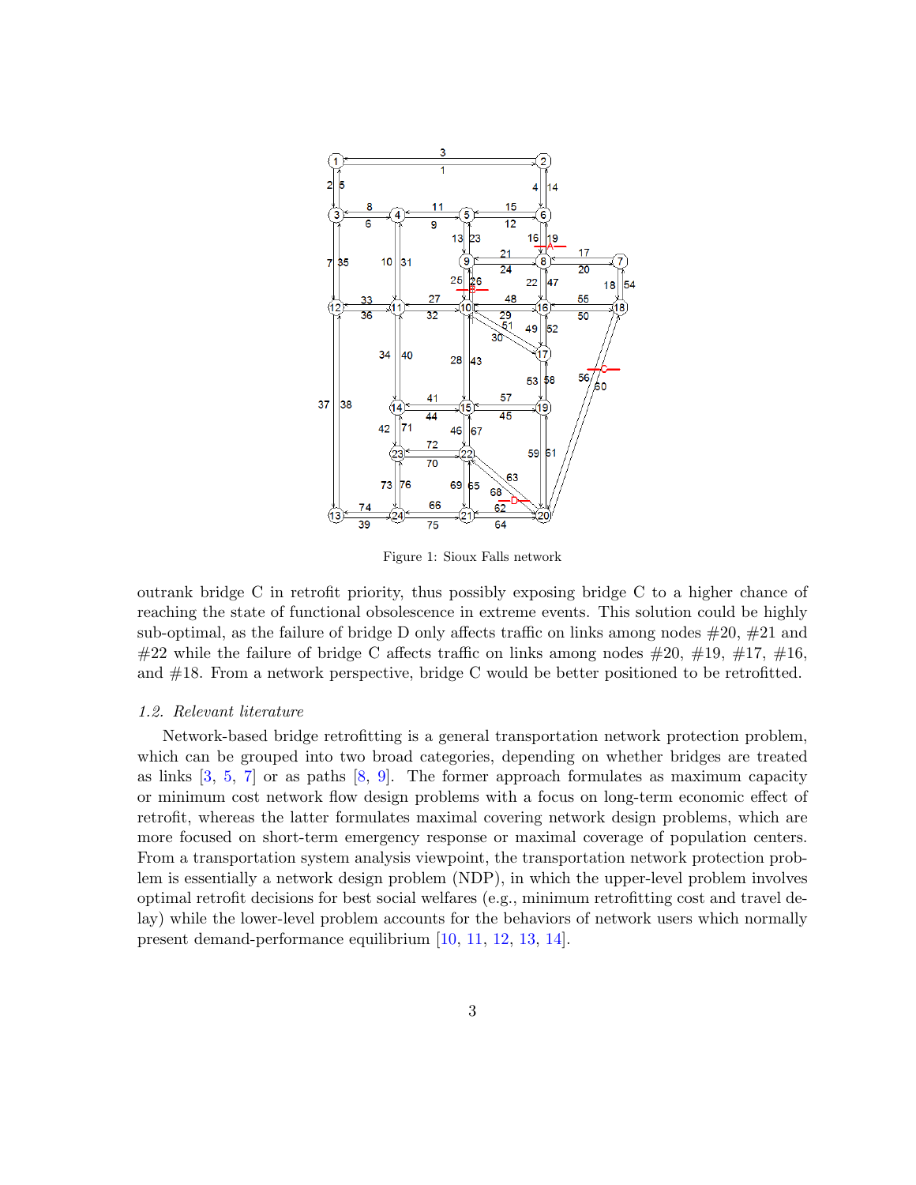Figure 1: Sioux Falls network

outrank bridge C in retrofit priority, thus possibly exposing bridge C to a higher chance of reaching the state of functional obsolescence in extreme events. This solution could be highly sub-optimal, as the failure of bridge D only affects traffic on links among nodes #20, #21 and #22 while the failure of bridge C affects traffic on links among nodes #20, #19, #17, #16, and #18. From a network perspective, bridge C would be better positioned to be retrofitted.

### *1.2. Relevant literature*

Network-based bridge retrofitting is a general transportation network protection problem, which can be grouped into two broad categories, depending on whether bridges are treated as links [3, 5, 7] or as paths [8, 9]. The former approach formulates as maximum capacity or minimum cost network flow design problems with a focus on long-term economic effect of retrofit, whereas the latter formulates maximal covering network design problems, which are more focused on short-term emergency response or maximal coverage of population centers. From a transportation system analysis viewpoint, the transportation network protection problem is essentially a network design problem (NDP), in which the upper-level problem involves optimal retrofit decisions for best social welfares (e.g., minimum retrofitting cost and travel delay) while the lower-level problem accounts for the behaviors of network users which normally present demand-performance equilibrium [10, 11, 12, 13, 14].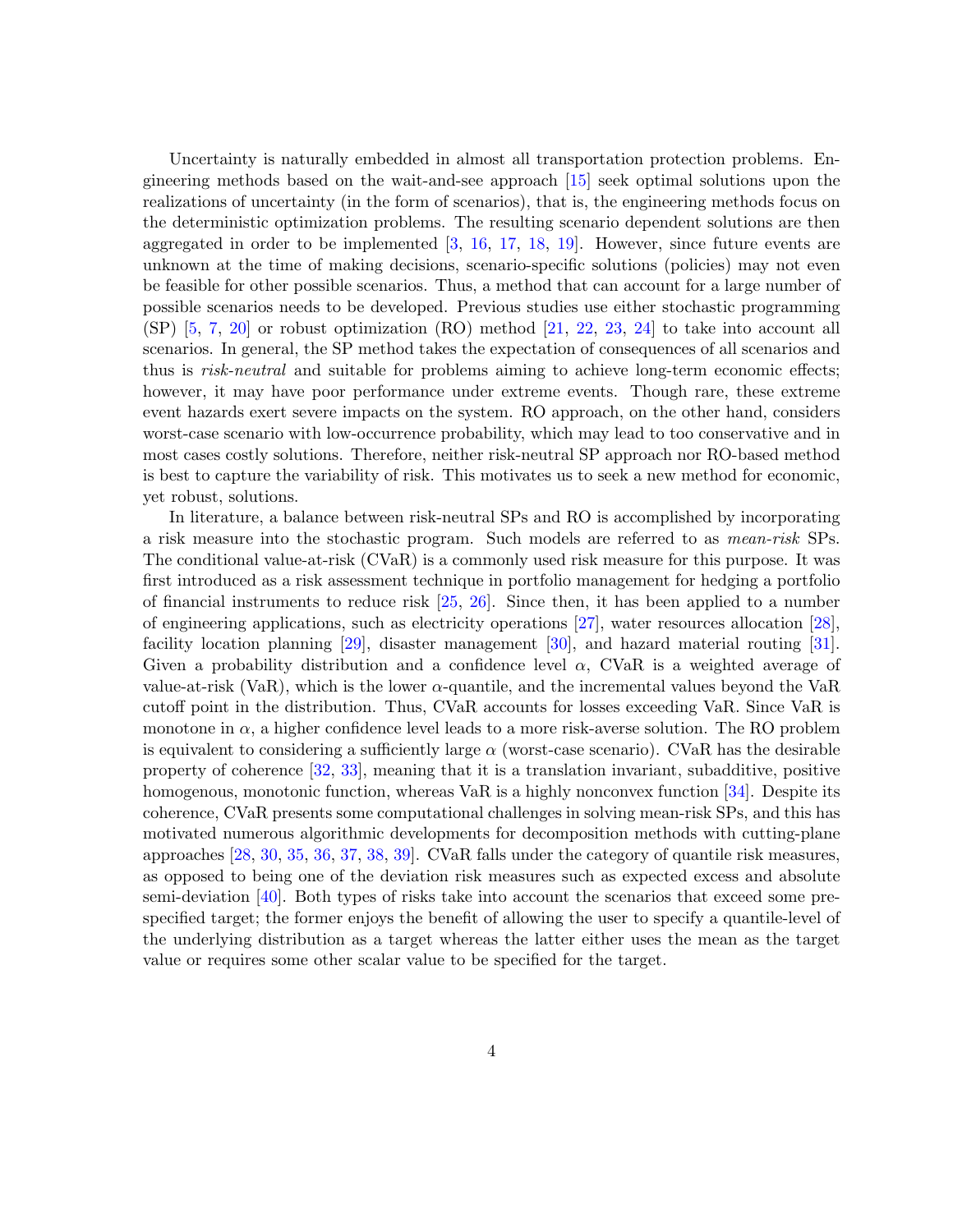Uncertainty is naturally embedded in almost all transportation protection problems. Engineering methods based on the wait-and-see approach [15] seek optimal solutions upon the realizations of uncertainty (in the form of scenarios), that is, the engineering methods focus on the deterministic optimization problems. The resulting scenario dependent solutions are then aggregated in order to be implemented [3, 16, 17, 18, 19]. However, since future events are unknown at the time of making decisions, scenario-specific solutions (policies) may not even be feasible for other possible scenarios. Thus, a method that can account for a large number of possible scenarios needs to be developed. Previous studies use either stochastic programming (SP) [5, 7, 20] or robust optimization (RO) method [21, 22, 23, 24] to take into account all scenarios. In general, the SP method takes the expectation of consequences of all scenarios and thus is *risk-neutral* and suitable for problems aiming to achieve long-term economic effects; however, it may have poor performance under extreme events. Though rare, these extreme event hazards exert severe impacts on the system. RO approach, on the other hand, considers worst-case scenario with low-occurrence probability, which may lead to too conservative and in most cases costly solutions. Therefore, neither risk-neutral SP approach nor RO-based method is best to capture the variability of risk. This motivates us to seek a new method for economic, yet robust, solutions.

In literature, a balance between risk-neutral SPs and RO is accomplished by incorporating a risk measure into the stochastic program. Such models are referred to as *mean-risk* SPs. The conditional value-at-risk (CVaR) is a commonly used risk measure for this purpose. It was first introduced as a risk assessment technique in portfolio management for hedging a portfolio of financial instruments to reduce risk [25, 26]. Since then, it has been applied to a number of engineering applications, such as electricity operations [27], water resources allocation [28], facility location planning [29], disaster management [30], and hazard material routing [31]. Given a probability distribution and a confidence level $\alpha$, CVaR is a weighted average of value-at-risk (VaR), which is the lower $\alpha$-quantile, and the incremental values beyond the VaR cutoff point in the distribution. Thus, CVaR accounts for losses exceeding VaR. Since VaR is monotone in $\alpha$, a higher confidence level leads to a more risk-averse solution. The RO problem is equivalent to considering a sufficiently large $\alpha$ (worst-case scenario). CVaR has the desirable property of coherence [32, 33], meaning that it is a translation invariant, subadditive, positive homogenous, monotonic function, whereas VaR is a highly nonconvex function [34]. Despite its coherence, CVaR presents some computational challenges in solving mean-risk SPs, and this has motivated numerous algorithmic developments for decomposition methods with cutting-plane approaches [28, 30, 35, 36, 37, 38, 39]. CVaR falls under the category of quantile risk measures, as opposed to being one of the deviation risk measures such as expected excess and absolute semi-deviation [40]. Both types of risks take into account the scenarios that exceed some prespecified target; the former enjoys the benefit of allowing the user to specify a quantile-level of the underlying distribution as a target whereas the latter either uses the mean as the target value or requires some other scalar value to be specified for the target.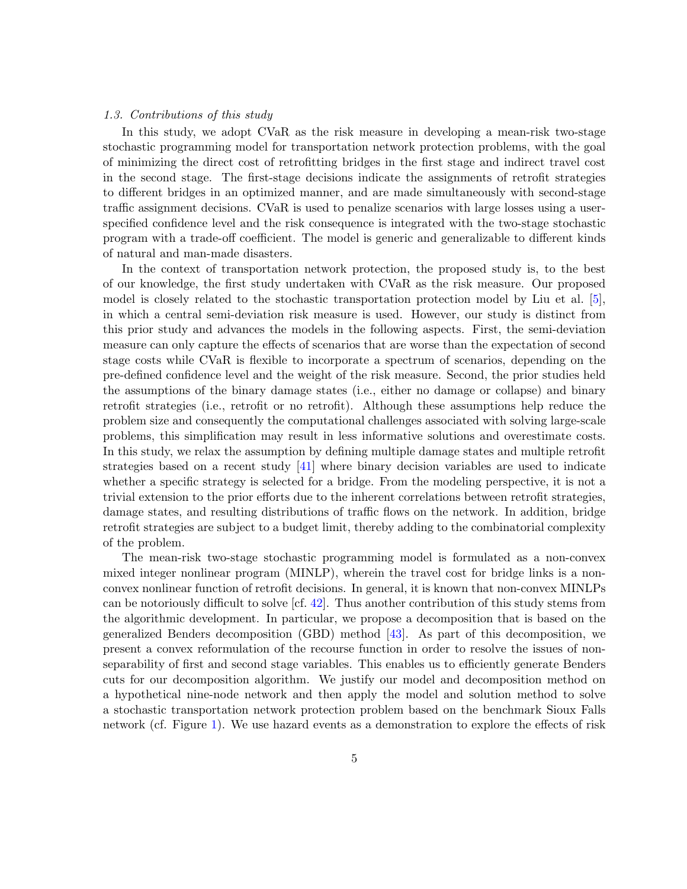### 1.3. Contributions of this study

In this study, we adopt CVaR as the risk measure in developing a mean-risk two-stage stochastic programming model for transportation network protection problems, with the goal of minimizing the direct cost of retrofitting bridges in the first stage and indirect travel cost in the second stage. The first-stage decisions indicate the assignments of retrofit strategies to different bridges in an optimized manner, and are made simultaneously with second-stage traffic assignment decisions. CVaR is used to penalize scenarios with large losses using a user-specified confidence level and the risk consequence is integrated with the two-stage stochastic program with a trade-off coefficient. The model is generic and generalizable to different kinds of natural and man-made disasters.

In the context of transportation network protection, the proposed study is, to the best of our knowledge, the first study undertaken with CVaR as the risk measure. Our proposed model is closely related to the stochastic transportation protection model by Liu et al. [5], in which a central semi-deviation risk measure is used. However, our study is distinct from this prior study and advances the models in the following aspects. First, the semi-deviation measure can only capture the effects of scenarios that are worse than the expectation of second stage costs while CVaR is flexible to incorporate a spectrum of scenarios, depending on the pre-defined confidence level and the weight of the risk measure. Second, the prior studies held the assumptions of the binary damage states (i.e., either no damage or collapse) and binary retrofit strategies (i.e., retrofit or no retrofit). Although these assumptions help reduce the problem size and consequently the computational challenges associated with solving large-scale problems, this simplification may result in less informative solutions and overestimate costs. In this study, we relax the assumption by defining multiple damage states and multiple retrofit strategies based on a recent study [41] where binary decision variables are used to indicate whether a specific strategy is selected for a bridge. From the modeling perspective, it is not a trivial extension to the prior efforts due to the inherent correlations between retrofit strategies, damage states, and resulting distributions of traffic flows on the network. In addition, bridge retrofit strategies are subject to a budget limit, thereby adding to the combinatorial complexity of the problem.

The mean-risk two-stage stochastic programming model is formulated as a non-convex mixed integer nonlinear program (MINLP), wherein the travel cost for bridge links is a non-convex nonlinear function of retrofit decisions. In general, it is known that non-convex MINLPs can be notoriously difficult to solve [cf. 42]. Thus another contribution of this study stems from the algorithmic development. In particular, we propose a decomposition that is based on the generalized Benders decomposition (GBD) method [43]. As part of this decomposition, we present a convex reformulation of the recourse function in order to resolve the issues of non-separability of first and second stage variables. This enables us to efficiently generate Benders cuts for our decomposition algorithm. We justify our model and decomposition method on a hypothetical nine-node network and then apply the model and solution method to solve a stochastic transportation network protection problem based on the benchmark Sioux Falls network (cf. Figure 1). We use hazard events as a demonstration to explore the effects of risk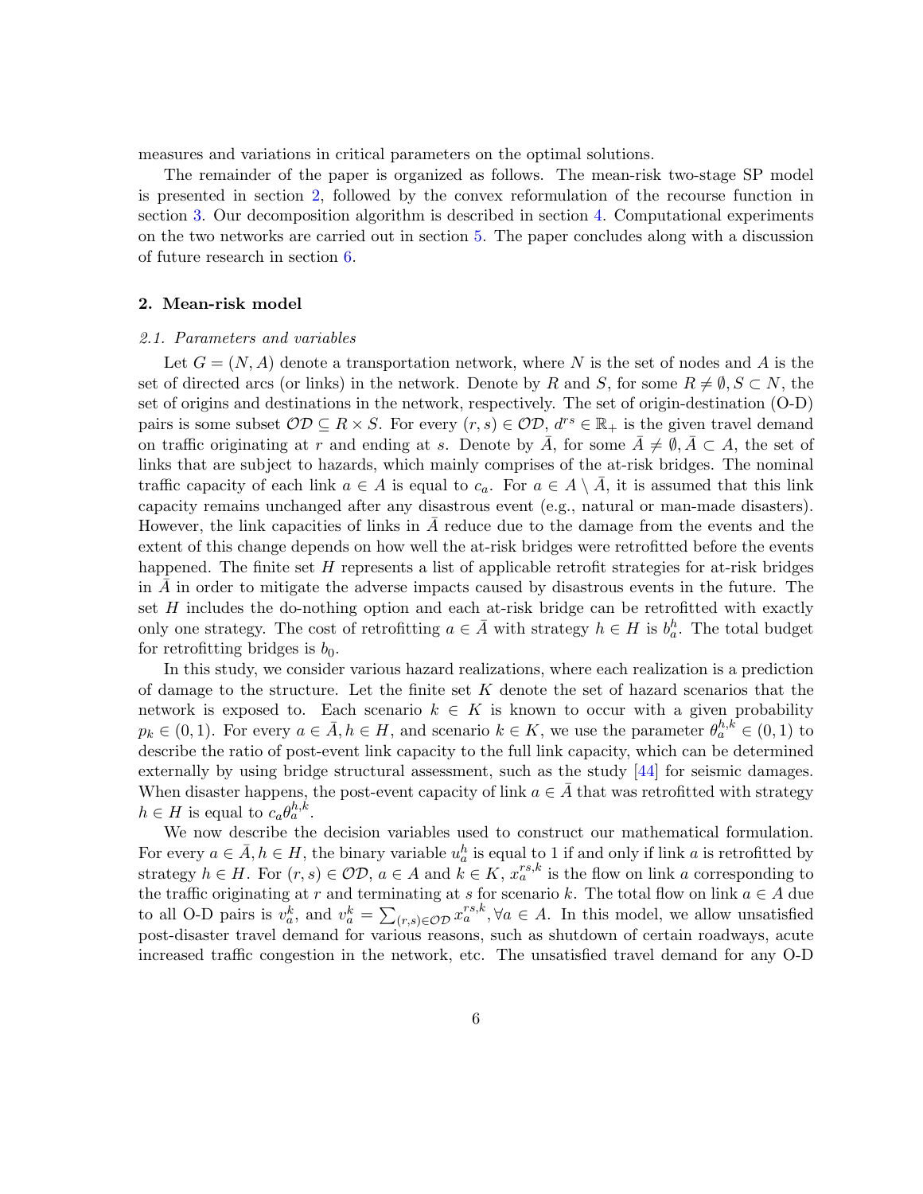measures and variations in critical parameters on the optimal solutions.

The remainder of the paper is organized as follows. The mean-risk two-stage SP model is presented in section 2, followed by the convex reformulation of the recourse function in section 3. Our decomposition algorithm is described in section 4. Computational experiments on the two networks are carried out in section 5. The paper concludes along with a discussion of future research in section 6.

## 2. Mean-risk model

### *2.1. Parameters and variables*

Let $G = (N, A)$ denote a transportation network, where $N$ is the set of nodes and $A$ is the set of directed arcs (or links) in the network. Denote by $R$ and $S$, for some $R \neq \emptyset, S \subset N$, the set of origins and destinations in the network, respectively. The set of origin-destination (O-D) pairs is some subset $\mathcal{OD} \subseteq R \times S$. For every $(r, s) \in \mathcal{OD}$, $d^{rs} \in \mathbb{R}_+$ is the given travel demand on traffic originating at $r$ and ending at $s$. Denote by $\bar{A}$, for some $\bar{A} \neq \emptyset, \bar{A} \subset A$, the set of links that are subject to hazards, which mainly comprises of the at-risk bridges. The nominal traffic capacity of each link $a \in A$ is equal to $c_a$. For $a \in A \setminus \bar{A}$, it is assumed that this link capacity remains unchanged after any disastrous event (e.g., natural or man-made disasters). However, the link capacities of links in $\bar{A}$ reduce due to the damage from the events and the extent of this change depends on how well the at-risk bridges were retrofitted before the events happened. The finite set $H$ represents a list of applicable retrofit strategies for at-risk bridges in $\bar{A}$ in order to mitigate the adverse impacts caused by disastrous events in the future. The set $H$ includes the do-nothing option and each at-risk bridge can be retrofitted with exactly only one strategy. The cost of retrofitting $a \in \bar{A}$ with strategy $h \in H$ is $b_a^h$. The total budget for retrofitting bridges is $b_0$.

In this study, we consider various hazard realizations, where each realization is a prediction of damage to the structure. Let the finite set $K$ denote the set of hazard scenarios that the network is exposed to. Each scenario $k \in K$ is known to occur with a given probability $p_k \in (0, 1)$. For every $a \in \bar{A}, h \in H$, and scenario $k \in K$, we use the parameter $\theta_a^{h,k} \in (0, 1)$ to describe the ratio of post-event link capacity to the full link capacity, which can be determined externally by using bridge structural assessment, such as the study [44] for seismic damages. When disaster happens, the post-event capacity of link $a \in \bar{A}$ that was retrofitted with strategy $h \in H$ is equal to $c_a \theta_a^{h,k}$.

We now describe the decision variables used to construct our mathematical formulation. For every $a \in \bar{A}, h \in H$, the binary variable $u_a^h$ is equal to 1 if and only if link $a$ is retrofitted by strategy $h \in H$. For $(r, s) \in \mathcal{OD}$, $a \in A$ and $k \in K$, $x_a^{rs,k}$ is the flow on link $a$ corresponding to the traffic originating at $r$ and terminating at $s$ for scenario $k$. The total flow on link $a \in A$ due to all O-D pairs is $v_a^k$, and $v_a^k = \sum_{(r,s) \in \mathcal{OD}} x_a^{rs,k}, \forall a \in A$. In this model, we allow unsatisfied post-disaster travel demand for various reasons, such as shutdown of certain roadways, acute increased traffic congestion in the network, etc. The unsatisfied travel demand for any O-D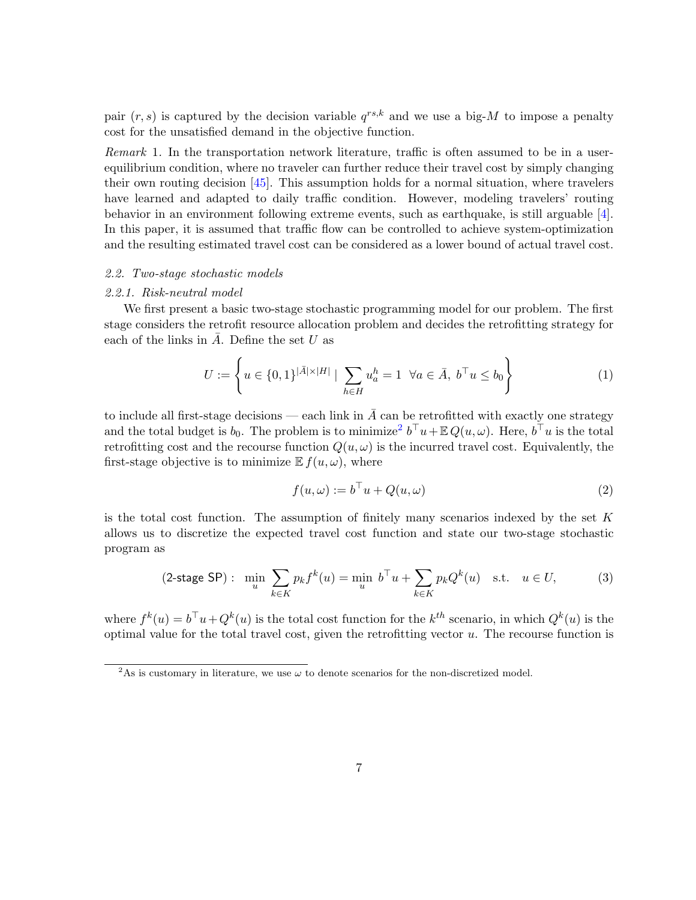pair $(r, s)$ is captured by the decision variable $q^{rs,k}$ and we use a big-$M$ to impose a penalty cost for the unsatisfied demand in the objective function.

*Remark* 1. In the transportation network literature, traffic is often assumed to be in a user-equilibrium condition, where no traveler can further reduce their travel cost by simply changing their own routing decision [45]. This assumption holds for a normal situation, where travelers have learned and adapted to daily traffic condition. However, modeling travelers' routing behavior in an environment following extreme events, such as earthquake, is still arguable [4]. In this paper, it is assumed that traffic flow can be controlled to achieve system-optimization and the resulting estimated travel cost can be considered as a lower bound of actual travel cost.

### *2.2. Two-stage stochastic models*

#### *2.2.1. Risk-neutral model*

We first present a basic two-stage stochastic programming model for our problem. The first stage considers the retrofit resource allocation problem and decides the retrofitting strategy for each of the links in $\bar{A}$. Define the set $U$ as

$$U := \left\{ u \in \{0,1\}^{|\bar{A}| \times |H|} \mid \sum_{h \in H} u_a^h = 1 \ \ \forall a \in \bar{A}, \ b^\top u \leq b_0 \right\} \tag{1}$$

to include all first-stage decisions — each link in $\bar{A}$ can be retrofitted with exactly one strategy and the total budget is $b_0$. The problem is to minimize[2] $b^\top u + \mathbb{E}\, Q(u, \omega)$. Here, $b^\top u$ is the total retrofitting cost and the recourse function $Q(u, \omega)$ is the incurred travel cost. Equivalently, the first-stage objective is to minimize $\mathbb{E}\, f(u, \omega)$, where

$$f(u, \omega) := b^\top u + Q(u, \omega) \tag{2}$$

is the total cost function. The assumption of finitely many scenarios indexed by the set $K$ allows us to discretize the expected travel cost function and state our two-stage stochastic program as

$$(\text{2-stage SP}): \ \ \min_u \sum_{k \in K} p_k f^k(u) = \min_u \ b^\top u + \sum_{k \in K} p_k Q^k(u) \quad \text{s.t.} \quad u \in U, \tag{3}$$

where $f^k(u) = b^\top u + Q^k(u)$ is the total cost function for the $k^{th}$ scenario, in which $Q^k(u)$ is the optimal value for the total travel cost, given the retrofitting vector $u$. The recourse function is

[2] As is customary in literature, we use $\omega$ to denote scenarios for the non-discretized model.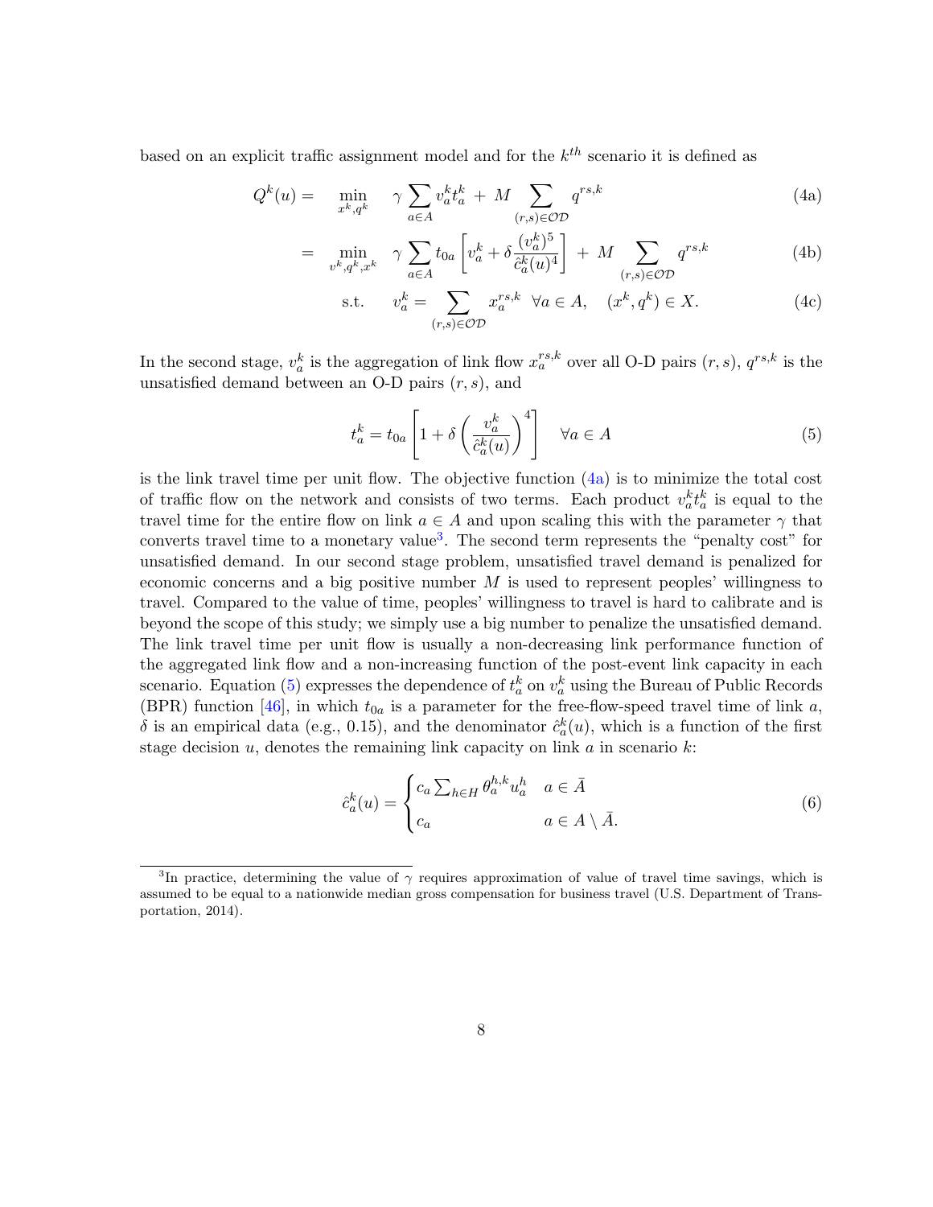based on an explicit traffic assignment model and for the $k^{th}$ scenario it is defined as

$$
\begin{aligned}
Q^k(u) = \quad & \min_{x^k, q^k} \quad \gamma \sum_{a \in A} v_a^k t_a^k \; + \; M \sum_{(r,s) \in \mathcal{OD}} q^{rs,k} && \text{(4a)} \\
= \quad & \min_{v^k, q^k, x^k} \quad \gamma \sum_{a \in A} t_{0a} \left[ v_a^k + \delta \frac{(v_a^k)^5}{\hat{c}_a^k(u)^4} \right] \; + \; M \sum_{(r,s) \in \mathcal{OD}} q^{rs,k} && \text{(4b)} \\
& \text{s.t.} \quad v_a^k = \sum_{(r,s) \in \mathcal{OD}} x_a^{rs,k} \;\; \forall a \in A, \quad (x^k, q^k) \in X. && \text{(4c)}
\end{aligned}
$$

In the second stage, $v_a^k$ is the aggregation of link flow $x_a^{rs,k}$ over all O-D pairs $(r, s)$, $q^{rs,k}$ is the unsatisfied demand between an O-D pairs $(r, s)$, and

$$
t_a^k = t_{0a} \left[ 1 + \delta \left( \frac{v_a^k}{\hat{c}_a^k(u)} \right)^4 \right] \quad \forall a \in A \tag{5}
$$

is the link travel time per unit flow. The objective function (4a) is to minimize the total cost of traffic flow on the network and consists of two terms. Each product $v_a^k t_a^k$ is equal to the travel time for the entire flow on link $a \in A$ and upon scaling this with the parameter $\gamma$ that converts travel time to a monetary value[3]. The second term represents the "penalty cost" for unsatisfied demand. In our second stage problem, unsatisfied travel demand is penalized for economic concerns and a big positive number $M$ is used to represent peoples' willingness to travel. Compared to the value of time, peoples' willingness to travel is hard to calibrate and is beyond the scope of this study; we simply use a big number to penalize the unsatisfied demand. The link travel time per unit flow is usually a non-decreasing link performance function of the aggregated link flow and a non-increasing function of the post-event link capacity in each scenario. Equation (5) expresses the dependence of $t_a^k$ on $v_a^k$ using the Bureau of Public Records (BPR) function [46], in which $t_{0a}$ is a parameter for the free-flow-speed travel time of link $a$, $\delta$ is an empirical data (e.g., 0.15), and the denominator $\hat{c}_a^k(u)$, which is a function of the first stage decision $u$, denotes the remaining link capacity on link $a$ in scenario $k$:

$$
\hat{c}_a^k(u) = \begin{cases} c_a \sum_{h \in H} \theta_a^{h,k} u_a^h & a \in \bar{A} \\ c_a & a \in A \setminus \bar{A}. \end{cases} \tag{6}
$$

[3] In practice, determining the value of $\gamma$ requires approximation of value of travel time savings, which is assumed to be equal to a nationwide median gross compensation for business travel (U.S. Department of Transportation, 2014).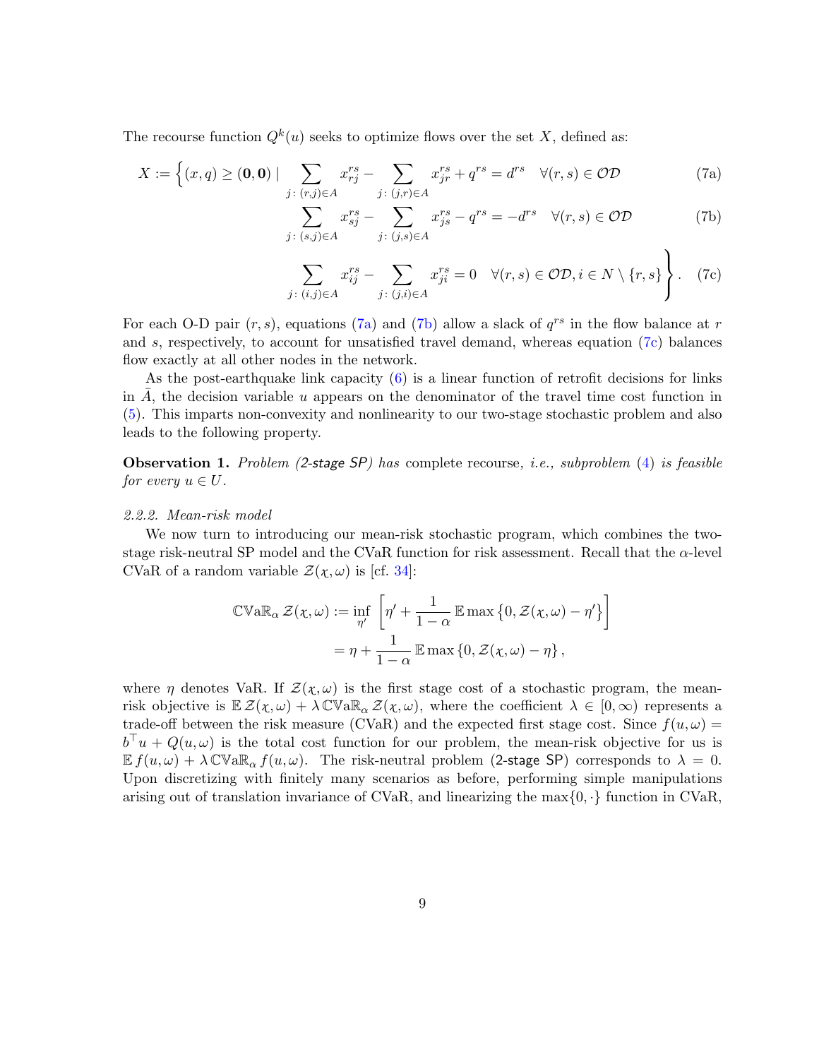The recourse function $Q^k(u)$ seeks to optimize flows over the set $X$, defined as:

$$
X := \Bigg\{ (x, q) \geq (\mathbf{0}, \mathbf{0}) \mid \sum_{j:\,(r,j)\in A} x_{rj}^{rs} - \sum_{j:\,(j,r)\in A} x_{jr}^{rs} + q^{rs} = d^{rs} \quad \forall (r,s) \in \mathcal{OD} \tag{7a}
$$

$$
\sum_{j:\,(s,j)\in A} x_{sj}^{rs} - \sum_{j:\,(j,s)\in A} x_{js}^{rs} - q^{rs} = -d^{rs} \quad \forall (r,s) \in \mathcal{OD} \tag{7b}
$$

$$
\sum_{j:\,(i,j)\in A} x_{ij}^{rs} - \sum_{j:\,(j,i)\in A} x_{ji}^{rs} = 0 \quad \forall (r,s) \in \mathcal{OD}, i \in N \setminus \{r, s\} \Bigg\}. \tag{7c}
$$

For each O-D pair $(r, s)$, equations (7a) and (7b) allow a slack of $q^{rs}$ in the flow balance at $r$ and $s$, respectively, to account for unsatisfied travel demand, whereas equation (7c) balances flow exactly at all other nodes in the network.

As the post-earthquake link capacity (6) is a linear function of retrofit decisions for links in $\bar{A}$, the decision variable $u$ appears on the denominator of the travel time cost function in (5). This imparts non-convexity and nonlinearity to our two-stage stochastic problem and also leads to the following property.

**Observation 1.** *Problem (2-stage SP) has* complete recourse, *i.e., subproblem* (4) *is feasible for every* $u \in U$.

*2.2.2. Mean-risk model*

We now turn to introducing our mean-risk stochastic program, which combines the two-stage risk-neutral SP model and the CVaR function for risk assessment. Recall that the $\alpha$-level CVaR of a random variable $\mathcal{Z}(\chi, \omega)$ is [cf. 34]:

$$
\begin{aligned}
\mathbb{CVaR}_\alpha\, \mathcal{Z}(\chi, \omega) &:= \inf_{\eta'} \left[ \eta' + \frac{1}{1-\alpha}\, \mathbb{E} \max\left\{0, \mathcal{Z}(\chi, \omega) - \eta'\right\} \right] \\
&= \eta + \frac{1}{1-\alpha}\, \mathbb{E} \max\left\{0, \mathcal{Z}(\chi, \omega) - \eta\right\},
\end{aligned}
$$

where $\eta$ denotes VaR. If $\mathcal{Z}(\chi, \omega)$ is the first stage cost of a stochastic program, the mean-risk objective is $\mathbb{E}\, \mathcal{Z}(\chi, \omega) + \lambda\, \mathbb{CVaR}_\alpha\, \mathcal{Z}(\chi, \omega)$, where the coefficient $\lambda \in [0, \infty)$ represents a trade-off between the risk measure (CVaR) and the expected first stage cost. Since $f(u, \omega) = b^\top u + Q(u, \omega)$ is the total cost function for our problem, the mean-risk objective for us is $\mathbb{E}\, f(u, \omega) + \lambda\, \mathbb{CVaR}_\alpha\, f(u, \omega)$. The risk-neutral problem (2-stage SP) corresponds to $\lambda = 0$. Upon discretizing with finitely many scenarios as before, performing simple manipulations arising out of translation invariance of CVaR, and linearizing the $\max\{0, \cdot\}$ function in CVaR,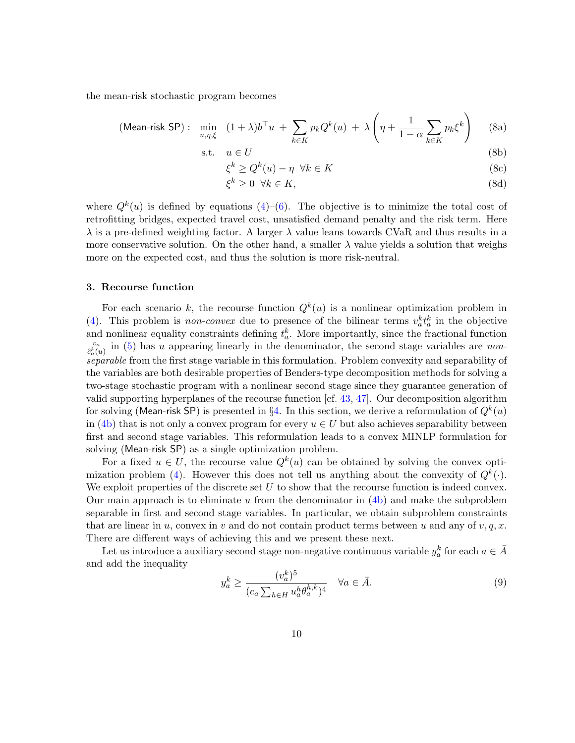the mean-risk stochastic program becomes

$$
\begin{aligned}
(\textsf{Mean-risk SP}): \quad \min_{u,\eta,\xi} \quad & (1+\lambda)b^\top u \;+\; \sum_{k\in K} p_k Q^k(u) \;+\; \lambda\left(\eta + \frac{1}{1-\alpha}\sum_{k\in K} p_k \xi^k\right) && \text{(8a)}\\
\text{s.t.} \quad & u \in U && \text{(8b)}\\
& \xi^k \ge Q^k(u) - \eta \;\; \forall k \in K && \text{(8c)}\\
& \xi^k \ge 0 \;\; \forall k \in K, && \text{(8d)}
\end{aligned}
$$

where $Q^k(u)$ is defined by equations (4)–(6). The objective is to minimize the total cost of retrofitting bridges, expected travel cost, unsatisfied demand penalty and the risk term. Here $\lambda$ is a pre-defined weighting factor. A larger $\lambda$ value leans towards CVaR and thus results in a more conservative solution. On the other hand, a smaller $\lambda$ value yields a solution that weighs more on the expected cost, and thus the solution is more risk-neutral.

### 3. Recourse function

For each scenario $k$, the recourse function $Q^k(u)$ is a nonlinear optimization problem in (4). This problem is *non-convex* due to presence of the bilinear terms $v_a^k t_a^k$ in the objective and nonlinear equality constraints defining $t_a^k$. More importantly, since the fractional function $\frac{v_a}{\tilde{c}_a^k(u)}$ in (5) has $u$ appearing linearly in the denominator, the second stage variables are *non-separable* from the first stage variable in this formulation. Problem convexity and separability of the variables are both desirable properties of Benders-type decomposition methods for solving a two-stage stochastic program with a nonlinear second stage since they guarantee generation of valid supporting hyperplanes of the recourse function [cf. 43, 47]. Our decomposition algorithm for solving (Mean-risk SP) is presented in §4. In this section, we derive a reformulation of $Q^k(u)$ in (4b) that is not only a convex program for every $u \in U$ but also achieves separability between first and second stage variables. This reformulation leads to a convex MINLP formulation for solving (Mean-risk SP) as a single optimization problem.

For a fixed $u \in U$, the recourse value $Q^k(u)$ can be obtained by solving the convex optimization problem (4). However this does not tell us anything about the convexity of $Q^k(\cdot)$. We exploit properties of the discrete set $U$ to show that the recourse function is indeed convex. Our main approach is to eliminate $u$ from the denominator in (4b) and make the subproblem separable in first and second stage variables. In particular, we obtain subproblem constraints that are linear in $u$, convex in $v$ and do not contain product terms between $u$ and any of $v, q, x$. There are different ways of achieving this and we present these next.

Let us introduce a auxiliary second stage non-negative continuous variable $y_a^k$ for each $a \in \bar{A}$ and add the inequality

$$
y_a^k \ge \frac{(v_a^k)^5}{(c_a \sum_{h\in H} u_a^h \theta_a^{h,k})^4} \quad \forall a \in \bar{A}. \tag{9}
$$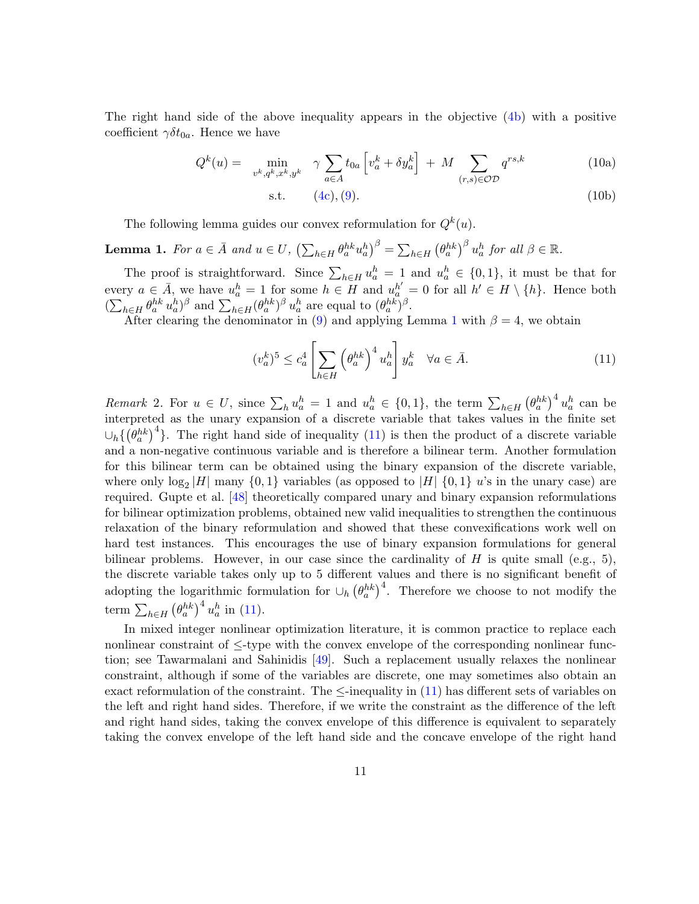The right hand side of the above inequality appears in the objective (4b) with a positive coefficient $\gamma\delta t_{0a}$. Hence we have

$$Q^k(u) = \min_{v^k, q^k, x^k, y^k} \quad \gamma \sum_{a \in A} t_{0a} \left[ v_a^k + \delta y_a^k \right] \; + \; M \sum_{(r,s) \in \mathcal{OD}} q^{rs,k} \tag{10a}$$

$$\text{s.t.} \qquad (4c), (9). \tag{10b}$$

The following lemma guides our convex reformulation for $Q^k(u)$.

**Lemma 1.** *For $a \in \bar{A}$ and $u \in U$, $\left(\sum_{h \in H} \theta_a^{hk} u_a^h\right)^\beta = \sum_{h \in H} \left(\theta_a^{hk}\right)^\beta u_a^h$ for all $\beta \in \mathbb{R}$.*

The proof is straightforward. Since $\sum_{h \in H} u_a^h = 1$ and $u_a^h \in \{0, 1\}$, it must be that for every $a \in \bar{A}$, we have $u_a^h = 1$ for some $h \in H$ and $u_a^{h'} = 0$ for all $h' \in H \setminus \{h\}$. Hence both $(\sum_{h \in H} \theta_a^{hk} u_a^h)^\beta$ and $\sum_{h \in H} (\theta_a^{hk})^\beta u_a^h$ are equal to $(\theta_a^{hk})^\beta$.

After clearing the denominator in (9) and applying Lemma 1 with $\beta = 4$, we obtain

$$(v_a^k)^5 \leq c_a^4 \left[ \sum_{h \in H} \left(\theta_a^{hk}\right)^4 u_a^h \right] y_a^k \quad \forall a \in \bar{A}. \tag{11}$$

*Remark* 2. For $u \in U$, since $\sum_h u_a^h = 1$ and $u_a^h \in \{0, 1\}$, the term $\sum_{h \in H} \left(\theta_a^{hk}\right)^4 u_a^h$ can be interpreted as the unary expansion of a discrete variable that takes values in the finite set $\cup_h \{ \left(\theta_a^{hk}\right)^4 \}$. The right hand side of inequality (11) is then the product of a discrete variable and a non-negative continuous variable and is therefore a bilinear term. Another formulation for this bilinear term can be obtained using the binary expansion of the discrete variable, where only $\log_2 |H|$ many $\{0, 1\}$ variables (as opposed to $|H|$ $\{0, 1\}$ $u$'s in the unary case) are required. Gupte et al. [48] theoretically compared unary and binary expansion reformulations for bilinear optimization problems, obtained new valid inequalities to strengthen the continuous relaxation of the binary reformulation and showed that these convexifications work well on hard test instances. This encourages the use of binary expansion formulations for general bilinear problems. However, in our case since the cardinality of $H$ is quite small (e.g., 5), the discrete variable takes only up to 5 different values and there is no significant benefit of adopting the logarithmic formulation for $\cup_h \left(\theta_a^{hk}\right)^4$. Therefore we choose to not modify the term $\sum_{h \in H} \left(\theta_a^{hk}\right)^4 u_a^h$ in (11).

In mixed integer nonlinear optimization literature, it is common practice to replace each nonlinear constraint of $\leq$-type with the convex envelope of the corresponding nonlinear function; see Tawarmalani and Sahinidis [49]. Such a replacement usually relaxes the nonlinear constraint, although if some of the variables are discrete, one may sometimes also obtain an exact reformulation of the constraint. The $\leq$-inequality in (11) has different sets of variables on the left and right hand sides. Therefore, if we write the constraint as the difference of the left and right hand sides, taking the convex envelope of this difference is equivalent to separately taking the convex envelope of the left hand side and the concave envelope of the right hand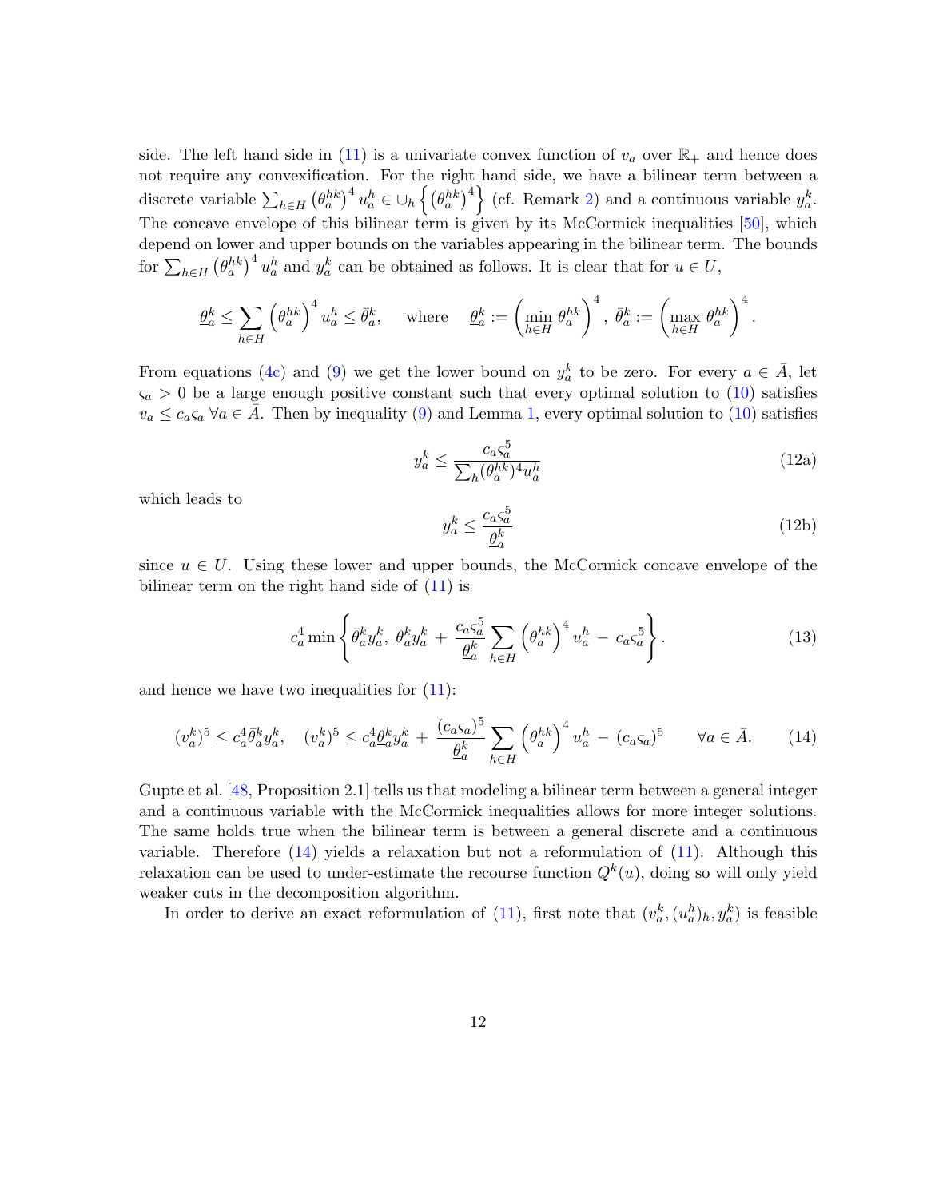side. The left hand side in (11) is a univariate convex function of $v_a$ over $\mathbb{R}_+$ and hence does not require any convexification. For the right hand side, we have a bilinear term between a discrete variable $\sum_{h\in H}\left(\theta_a^{hk}\right)^4 u_a^h \in \cup_h\left\{\left(\theta_a^{hk}\right)^4\right\}$ (cf. Remark 2) and a continuous variable $y_a^k$. The concave envelope of this bilinear term is given by its McCormick inequalities [50], which depend on lower and upper bounds on the variables appearing in the bilinear term. The bounds for $\sum_{h\in H}\left(\theta_a^{hk}\right)^4 u_a^h$ and $y_a^k$ can be obtained as follows. It is clear that for $u \in U$,

$$
\underline{\theta}_a^k \le \sum_{h\in H}\left(\theta_a^{hk}\right)^4 u_a^h \le \bar{\theta}_a^k, \quad \text{where} \quad \underline{\theta}_a^k := \left(\min_{h\in H}\theta_a^{hk}\right)^4,\ \bar{\theta}_a^k := \left(\max_{h\in H}\theta_a^{hk}\right)^4.
$$

From equations (4c) and (9) we get the lower bound on $y_a^k$ to be zero. For every $a \in \bar{A}$, let $\varsigma_a > 0$ be a large enough positive constant such that every optimal solution to (10) satisfies $v_a \le c_a\varsigma_a\ \forall a \in \bar{A}$. Then by inequality (9) and Lemma 1, every optimal solution to (10) satisfies

$$
y_a^k \le \frac{c_a\varsigma_a^5}{\sum_h(\theta_a^{hk})^4 u_a^h} \tag{12a}
$$

which leads to

$$
y_a^k \le \frac{c_a\varsigma_a^5}{\underline{\theta}_a^k} \tag{12b}
$$

since $u \in U$. Using these lower and upper bounds, the McCormick concave envelope of the bilinear term on the right hand side of (11) is

$$
c_a^4 \min\left\{\bar{\theta}_a^k y_a^k,\ \underline{\theta}_a^k y_a^k + \frac{c_a\varsigma_a^5}{\underline{\theta}_a^k}\sum_{h\in H}\left(\theta_a^{hk}\right)^4 u_a^h - c_a\varsigma_a^5\right\}. \tag{13}
$$

and hence we have two inequalities for (11):

$$
(v_a^k)^5 \le c_a^4\bar{\theta}_a^k y_a^k, \quad (v_a^k)^5 \le c_a^4\underline{\theta}_a^k y_a^k + \frac{(c_a\varsigma_a)^5}{\underline{\theta}_a^k}\sum_{h\in H}\left(\theta_a^{hk}\right)^4 u_a^h - (c_a\varsigma_a)^5 \qquad \forall a \in \bar{A}. \tag{14}
$$

Gupte et al. [48, Proposition 2.1] tells us that modeling a bilinear term between a general integer and a continuous variable with the McCormick inequalities allows for more integer solutions. The same holds true when the bilinear term is between a general discrete and a continuous variable. Therefore (14) yields a relaxation but not a reformulation of (11). Although this relaxation can be used to under-estimate the recourse function $Q^k(u)$, doing so will only yield weaker cuts in the decomposition algorithm.

In order to derive an exact reformulation of (11), first note that $(v_a^k, (u_a^h)_h, y_a^k)$ is feasible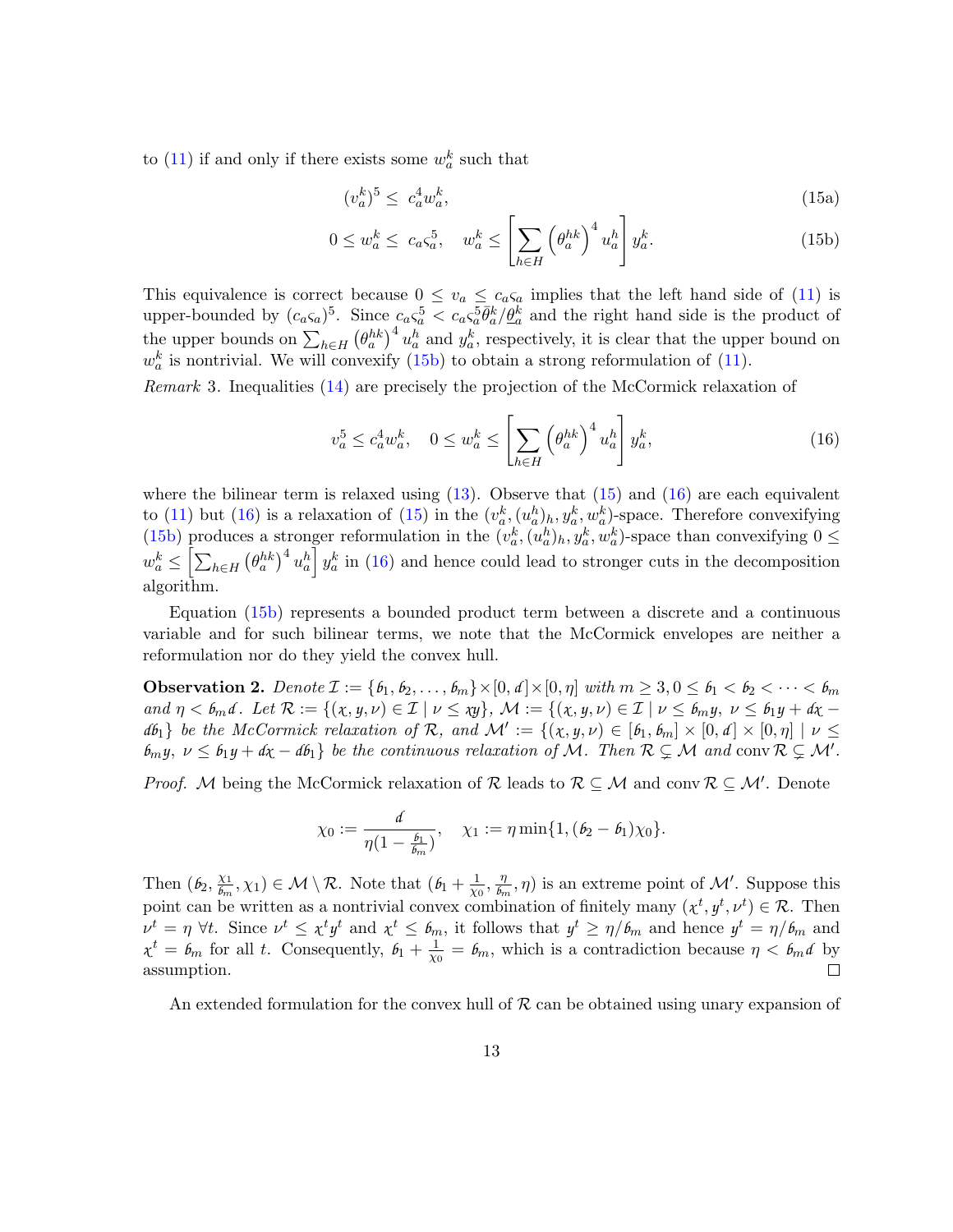to (11) if and only if there exists some $w_a^k$ such that

$$(v_a^k)^5 \leq c_a^4 w_a^k, \tag{15a}$$

$$0 \leq w_a^k \leq c_a \varsigma_a^5, \quad w_a^k \leq \left[\sum_{h \in H} \left(\theta_a^{hk}\right)^4 u_a^h\right] y_a^k. \tag{15b}$$

This equivalence is correct because $0 \leq v_a \leq c_a \varsigma_a$ implies that the left hand side of (11) is upper-bounded by $(c_a \varsigma_a)^5$. Since $c_a \varsigma_a^5 < c_a \varsigma_a^5 \bar{\theta}_a^k / \underline{\theta}_a^k$ and the right hand side is the product of the upper bounds on $\sum_{h \in H} \left(\theta_a^{hk}\right)^4 u_a^h$ and $y_a^k$, respectively, it is clear that the upper bound on $w_a^k$ is nontrivial. We will convexify (15b) to obtain a strong reformulation of (11).

*Remark* 3. Inequalities (14) are precisely the projection of the McCormick relaxation of

$$v_a^5 \leq c_a^4 w_a^k, \quad 0 \leq w_a^k \leq \left[\sum_{h \in H} \left(\theta_a^{hk}\right)^4 u_a^h\right] y_a^k, \tag{16}$$

where the bilinear term is relaxed using (13). Observe that (15) and (16) are each equivalent to (11) but (16) is a relaxation of (15) in the $(v_a^k, (u_a^h)_h, y_a^k, w_a^k)$-space. Therefore convexifying (15b) produces a stronger reformulation in the $(v_a^k, (u_a^h)_h, y_a^k, w_a^k)$-space than convexifying $0 \leq w_a^k \leq \left[\sum_{h \in H} \left(\theta_a^{hk}\right)^4 u_a^h\right] y_a^k$ in (16) and hence could lead to stronger cuts in the decomposition algorithm.

Equation (15b) represents a bounded product term between a discrete and a continuous variable and for such bilinear terms, we note that the McCormick envelopes are neither a reformulation nor do they yield the convex hull.

**Observation 2.** *Denote $\mathcal{I} := \{\ell_1, \ell_2, \ldots, \ell_m\} \times [0, d] \times [0, \eta]$ with $m \geq 3, 0 \leq \ell_1 < \ell_2 < \cdots < \ell_m$ and $\eta < \ell_m d$. Let $\mathcal{R} := \{(x, y, \nu) \in \mathcal{I} \mid \nu \leq xy\}$, $\mathcal{M} := \{(x, y, \nu) \in \mathcal{I} \mid \nu \leq \ell_m y,\ \nu \leq \ell_1 y + dx - d\ell_1\}$ be the McCormick relaxation of $\mathcal{R}$, and $\mathcal{M}' := \{(x, y, \nu) \in [\ell_1, \ell_m] \times [0, d] \times [0, \eta] \mid \nu \leq \ell_m y,\ \nu \leq \ell_1 y + dx - d\ell_1\}$ be the continuous relaxation of $\mathcal{M}$. Then $\mathcal{R} \subsetneq \mathcal{M}$ and $\operatorname{conv} \mathcal{R} \subsetneq \mathcal{M}'$.*

*Proof.* $\mathcal{M}$ being the McCormick relaxation of $\mathcal{R}$ leads to $\mathcal{R} \subseteq \mathcal{M}$ and $\operatorname{conv} \mathcal{R} \subseteq \mathcal{M}'$. Denote

$$\chi_0 := \frac{d}{\eta(1 - \frac{\ell_1}{\ell_m})}, \quad \chi_1 := \eta \min\{1, (\ell_2 - \ell_1)\chi_0\}.$$

Then $(\ell_2, \frac{\chi_1}{\ell_m}, \chi_1) \in \mathcal{M} \setminus \mathcal{R}$. Note that $(\ell_1 + \frac{1}{\chi_0}, \frac{\eta}{\ell_m}, \eta)$ is an extreme point of $\mathcal{M}'$. Suppose this point can be written as a nontrivial convex combination of finitely many $(x^t, y^t, \nu^t) \in \mathcal{R}$. Then $\nu^t = \eta\ \forall t$. Since $\nu^t \leq x^t y^t$ and $x^t \leq \ell_m$, it follows that $y^t \geq \eta / \ell_m$ and hence $y^t = \eta / \ell_m$ and $x^t = \ell_m$ for all $t$. Consequently, $\ell_1 + \frac{1}{\chi_0} = \ell_m$, which is a contradiction because $\eta < \ell_m d$ by assumption. $\square$

An extended formulation for the convex hull of $\mathcal{R}$ can be obtained using unary expansion of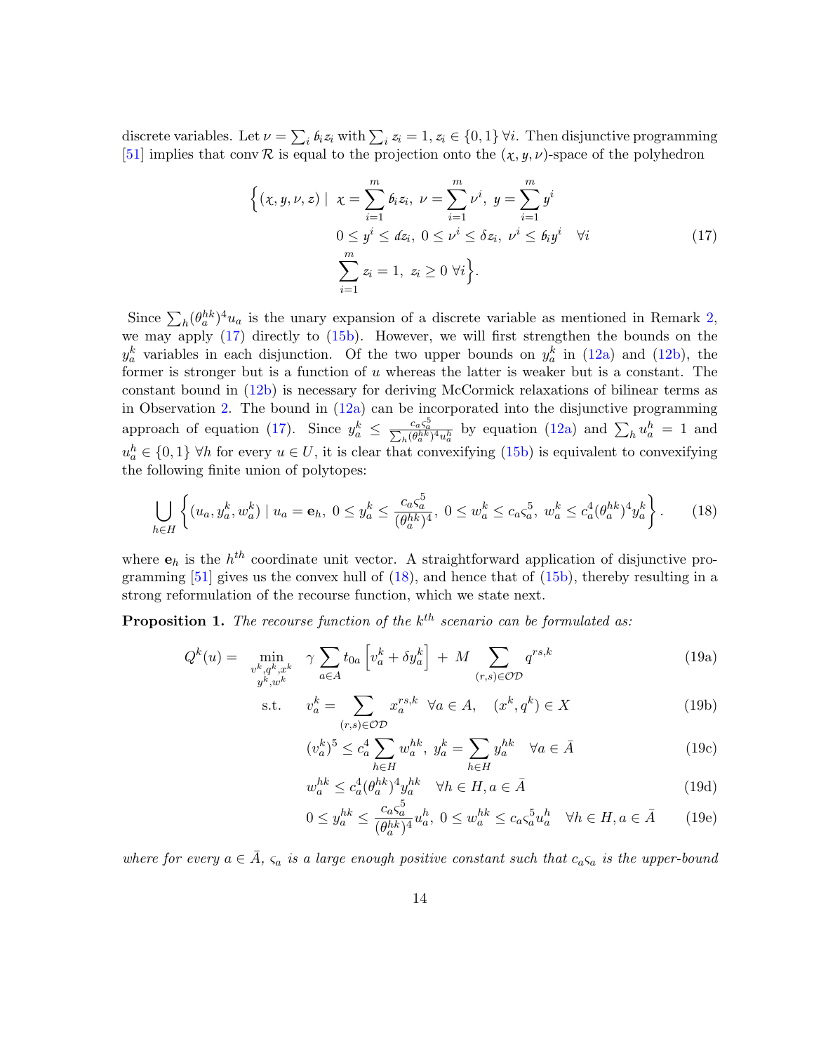discrete variables. Let $\nu = \sum_i \mathscr{b}_i z_i$ with $\sum_i z_i = 1$, $z_i \in \{0,1\}\ \forall i$. Then disjunctive programming [51] implies that $\operatorname{conv}\mathcal{R}$ is equal to the projection onto the $(\chi, y, \nu)$-space of the polyhedron

$$
\begin{aligned}
\Big\{(\chi, y, \nu, z) \mid\ & \chi = \sum_{i=1}^{m} \mathscr{b}_i z_i,\ \nu = \sum_{i=1}^{m} \nu^i,\ y = \sum_{i=1}^{m} y^i \\
& 0 \le y^i \le \mathscr{d} z_i,\ 0 \le \nu^i \le \delta z_i,\ \nu^i \le \mathscr{b}_i y^i \quad \forall i \\
& \sum_{i=1}^{m} z_i = 1,\ z_i \ge 0\ \forall i\Big\}.
\end{aligned}
\tag{17}
$$

Since $\sum_h (\theta_a^{hk})^4 u_a$ is the unary expansion of a discrete variable as mentioned in Remark 2, we may apply (17) directly to (15b). However, we will first strengthen the bounds on the $y_a^k$ variables in each disjunction. Of the two upper bounds on $y_a^k$ in (12a) and (12b), the former is stronger but is a function of $u$ whereas the latter is weaker but is a constant. The constant bound in (12b) is necessary for deriving McCormick relaxations of bilinear terms as in Observation 2. The bound in (12a) can be incorporated into the disjunctive programming approach of equation (17). Since $y_a^k \le \frac{c_a \varsigma_a^5}{\sum_h (\theta_a^{hk})^4 u_a^h}$ by equation (12a) and $\sum_h u_a^h = 1$ and $u_a^h \in \{0,1\}\ \forall h$ for every $u \in U$, it is clear that convexifying (15b) is equivalent to convexifying the following finite union of polytopes:

$$
\bigcup_{h \in H} \left\{ (u_a, y_a^k, w_a^k) \mid u_a = \mathbf{e}_h,\ 0 \le y_a^k \le \frac{c_a \varsigma_a^5}{(\theta_a^{hk})^4},\ 0 \le w_a^k \le c_a \varsigma_a^5,\ w_a^k \le c_a^4 (\theta_a^{hk})^4 y_a^k \right\}.
\tag{18}
$$

where $\mathbf{e}_h$ is the $h^{th}$ coordinate unit vector. A straightforward application of disjunctive programming [51] gives us the convex hull of (18), and hence that of (15b), thereby resulting in a strong reformulation of the recourse function, which we state next.

**Proposition 1.** *The recourse function of the $k^{th}$ scenario can be formulated as:*

$$
Q^k(u) = \min_{\substack{v^k, q^k, x^k \\ y^k, w^k}} \quad \gamma \sum_{a \in A} t_{0a} \left[ v_a^k + \delta y_a^k \right] + M \sum_{(r,s) \in \mathcal{OD}} q^{rs,k} \tag{19a}
$$

$$
\text{s.t.} \quad v_a^k = \sum_{(r,s) \in \mathcal{OD}} x_a^{rs,k} \quad \forall a \in A, \quad (x^k, q^k) \in X \tag{19b}
$$

$$
(v_a^k)^5 \le c_a^4 \sum_{h \in H} w_a^{hk},\ y_a^k = \sum_{h \in H} y_a^{hk} \quad \forall a \in \bar{A} \tag{19c}
$$

$$
w_a^{hk} \le c_a^4 (\theta_a^{hk})^4 y_a^{hk} \quad \forall h \in H, a \in \bar{A} \tag{19d}
$$

$$
0 \le y_a^{hk} \le \frac{c_a \varsigma_a^5}{(\theta_a^{hk})^4} u_a^h,\ 0 \le w_a^{hk} \le c_a \varsigma_a^5 u_a^h \quad \forall h \in H, a \in \bar{A} \tag{19e}
$$

*where for every $a \in \bar{A}$, $\varsigma_a$ is a large enough positive constant such that $c_a \varsigma_a$ is the upper-bound*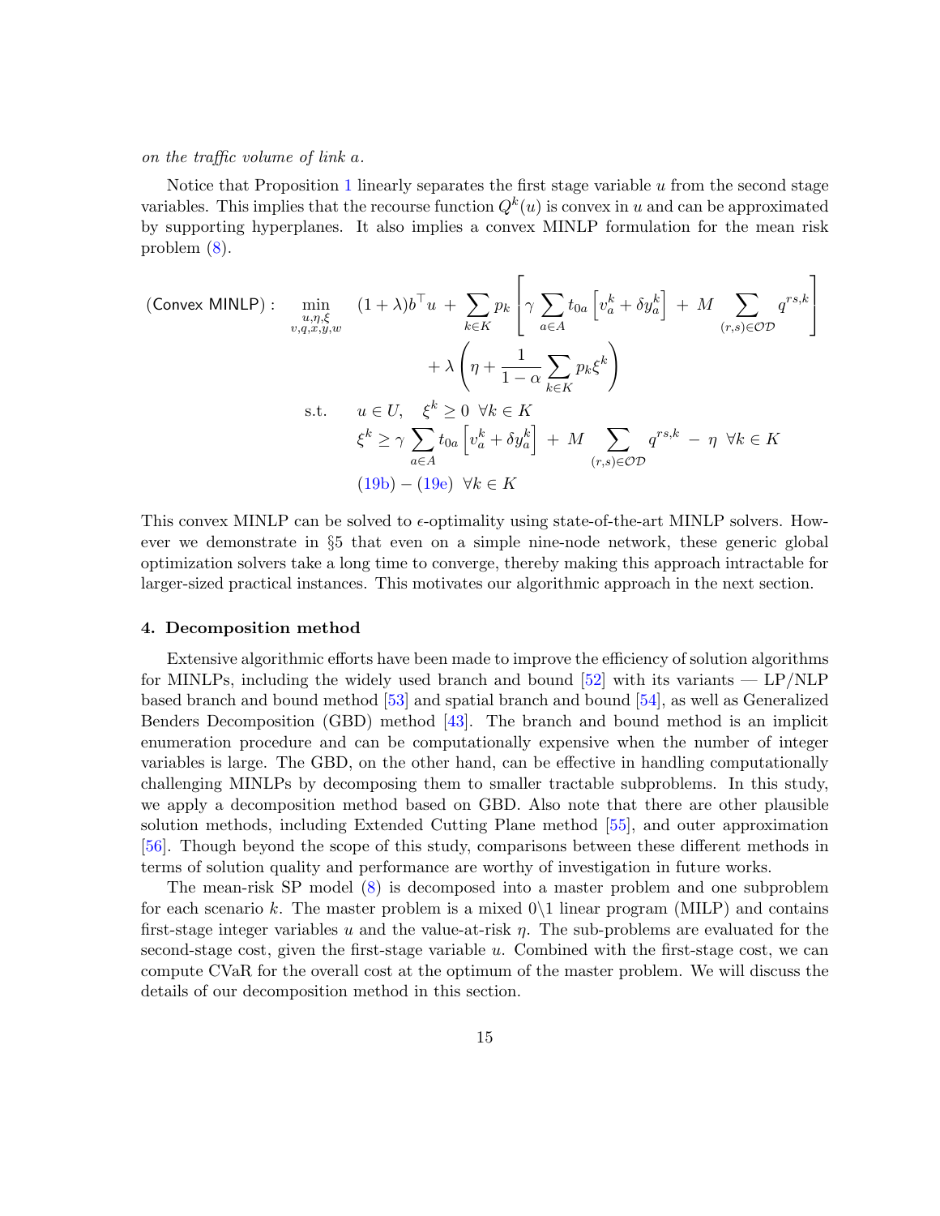*on the traffic volume of link a.*

Notice that Proposition 1 linearly separates the first stage variable $u$ from the second stage variables. This implies that the recourse function $Q^k(u)$ is convex in $u$ and can be approximated by supporting hyperplanes. It also implies a convex MINLP formulation for the mean risk problem (8).

$$
\begin{aligned}
(\textsf{Convex MINLP}): \quad \min_{\substack{u,\eta,\xi\\ v,q,x,y,w}} \quad & (1+\lambda)b^\top u \;+\; \sum_{k\in K} p_k \left[ \gamma \sum_{a\in A} t_{0a}\left[v_a^k + \delta y_a^k\right] \;+\; M \sum_{(r,s)\in\mathcal{OD}} q^{rs,k} \right] \\
& \qquad + \lambda \left( \eta + \frac{1}{1-\alpha} \sum_{k\in K} p_k \xi^k \right) \\
\text{s.t.} \quad & u \in U, \quad \xi^k \ge 0 \;\; \forall k \in K \\
& \xi^k \ge \gamma \sum_{a\in A} t_{0a}\left[v_a^k + \delta y_a^k\right] \;+\; M \sum_{(r,s)\in\mathcal{OD}} q^{rs,k} \;-\; \eta \;\; \forall k \in K \\
& (19b) - (19e) \;\; \forall k \in K
\end{aligned}
$$

This convex MINLP can be solved to $\epsilon$-optimality using state-of-the-art MINLP solvers. However we demonstrate in §5 that even on a simple nine-node network, these generic global optimization solvers take a long time to converge, thereby making this approach intractable for larger-sized practical instances. This motivates our algorithmic approach in the next section.

## 4. Decomposition method

Extensive algorithmic efforts have been made to improve the efficiency of solution algorithms for MINLPs, including the widely used branch and bound [52] with its variants — LP/NLP based branch and bound method [53] and spatial branch and bound [54], as well as Generalized Benders Decomposition (GBD) method [43]. The branch and bound method is an implicit enumeration procedure and can be computationally expensive when the number of integer variables is large. The GBD, on the other hand, can be effective in handling computationally challenging MINLPs by decomposing them to smaller tractable subproblems. In this study, we apply a decomposition method based on GBD. Also note that there are other plausible solution methods, including Extended Cutting Plane method [55], and outer approximation [56]. Though beyond the scope of this study, comparisons between these different methods in terms of solution quality and performance are worthy of investigation in future works.

The mean-risk SP model (8) is decomposed into a master problem and one subproblem for each scenario $k$. The master problem is a mixed 0\1 linear program (MILP) and contains first-stage integer variables $u$ and the value-at-risk $\eta$. The sub-problems are evaluated for the second-stage cost, given the first-stage variable $u$. Combined with the first-stage cost, we can compute CVaR for the overall cost at the optimum of the master problem. We will discuss the details of our decomposition method in this section.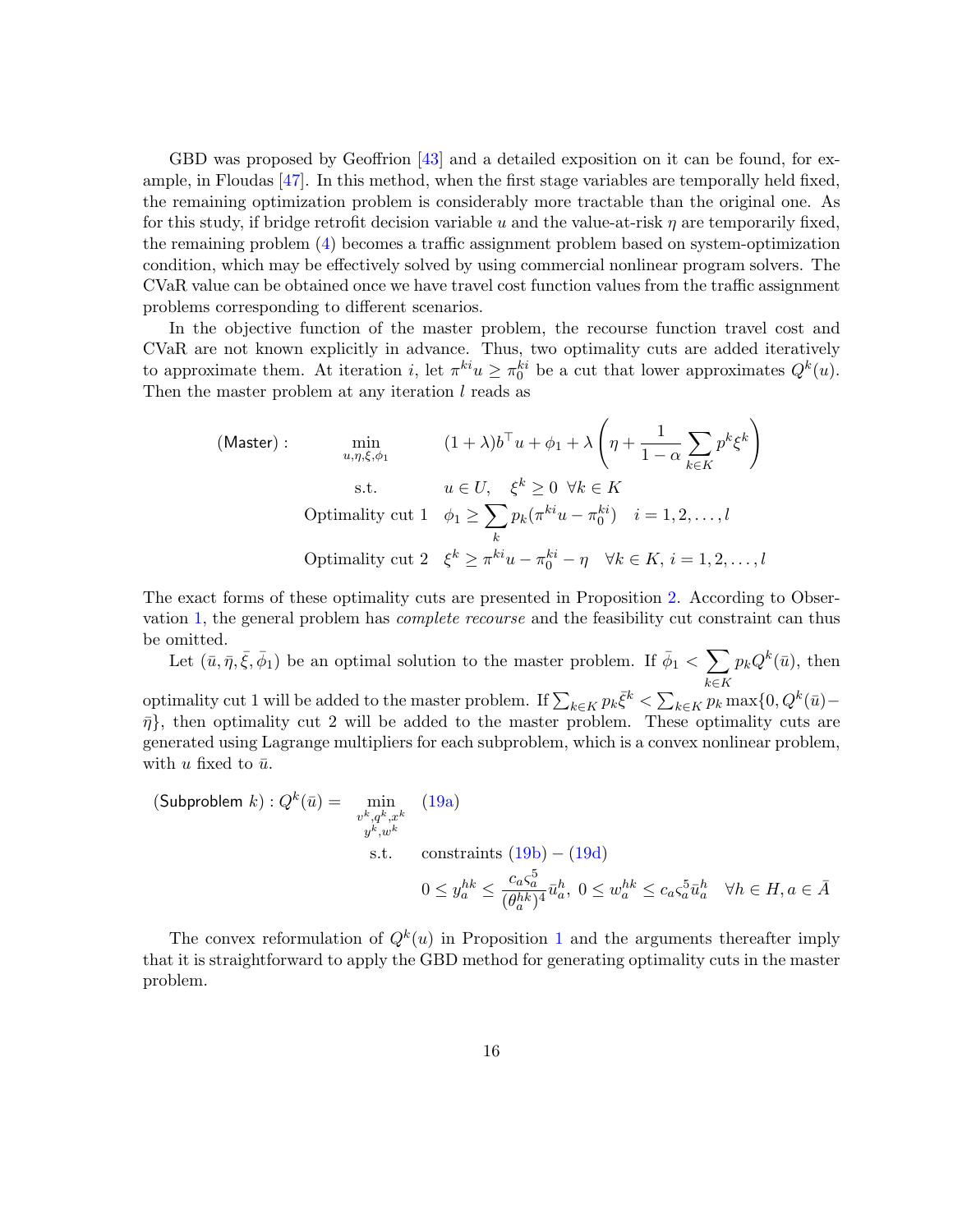GBD was proposed by Geoffrion [43] and a detailed exposition on it can be found, for example, in Floudas [47]. In this method, when the first stage variables are temporally held fixed, the remaining optimization problem is considerably more tractable than the original one. As for this study, if bridge retrofit decision variable $u$ and the value-at-risk $\eta$ are temporarily fixed, the remaining problem (4) becomes a traffic assignment problem based on system-optimization condition, which may be effectively solved by using commercial nonlinear program solvers. The CVaR value can be obtained once we have travel cost function values from the traffic assignment problems corresponding to different scenarios.

In the objective function of the master problem, the recourse function travel cost and CVaR are not known explicitly in advance. Thus, two optimality cuts are added iteratively to approximate them. At iteration $i$, let $\pi^{ki} u \geq \pi_0^{ki}$ be a cut that lower approximates $Q^k(u)$. Then the master problem at any iteration $l$ reads as

$$
\begin{aligned}
(\textsf{Master}): \quad & \min_{u,\eta,\xi,\phi_1} && (1+\lambda) b^\top u + \phi_1 + \lambda \left( \eta + \frac{1}{1-\alpha} \sum_{k \in K} p^k \xi^k \right) \\
& \text{s.t.} && u \in U, \quad \xi^k \geq 0 \ \ \forall k \in K \\
& \text{Optimality cut 1} && \phi_1 \geq \sum_k p_k (\pi^{ki} u - \pi_0^{ki}) \quad i = 1, 2, \ldots, l \\
& \text{Optimality cut 2} && \xi^k \geq \pi^{ki} u - \pi_0^{ki} - \eta \quad \forall k \in K, \, i = 1, 2, \ldots, l
\end{aligned}
$$

The exact forms of these optimality cuts are presented in Proposition 2. According to Observation 1, the general problem has *complete recourse* and the feasibility cut constraint can thus be omitted.

Let $(\bar{u}, \bar{\eta}, \bar{\xi}, \bar{\phi}_1)$ be an optimal solution to the master problem. If $\bar{\phi}_1 < \sum_{k \in K} p_k Q^k(\bar{u})$, then optimality cut 1 will be added to the master problem. If $\sum_{k \in K} p_k \bar{\xi}^k < \sum_{k \in K} p_k \max\{0, Q^k(\bar{u}) - \bar{\eta}\}$, then optimality cut 2 will be added to the master problem. These optimality cuts are generated using Lagrange multipliers for each subproblem, which is a convex nonlinear problem, with $u$ fixed to $\bar{u}$.

$$
\begin{aligned}
(\textsf{Subproblem } k): Q^k(\bar{u}) = \quad & \min_{\substack{v^k, q^k, x^k \\ y^k, w^k}} && \text{(19a)} \\
& \text{s.t.} && \text{constraints (19b)} - \text{(19d)} \\
& && 0 \leq y_a^{hk} \leq \frac{c_a \varsigma_a^5}{(\theta_a^{hk})^4} \bar{u}_a^h, \ 0 \leq w_a^{hk} \leq c_a \varsigma_a^5 \bar{u}_a^h \quad \forall h \in H, a \in \bar{A}
\end{aligned}
$$

The convex reformulation of $Q^k(u)$ in Proposition 1 and the arguments thereafter imply that it is straightforward to apply the GBD method for generating optimality cuts in the master problem.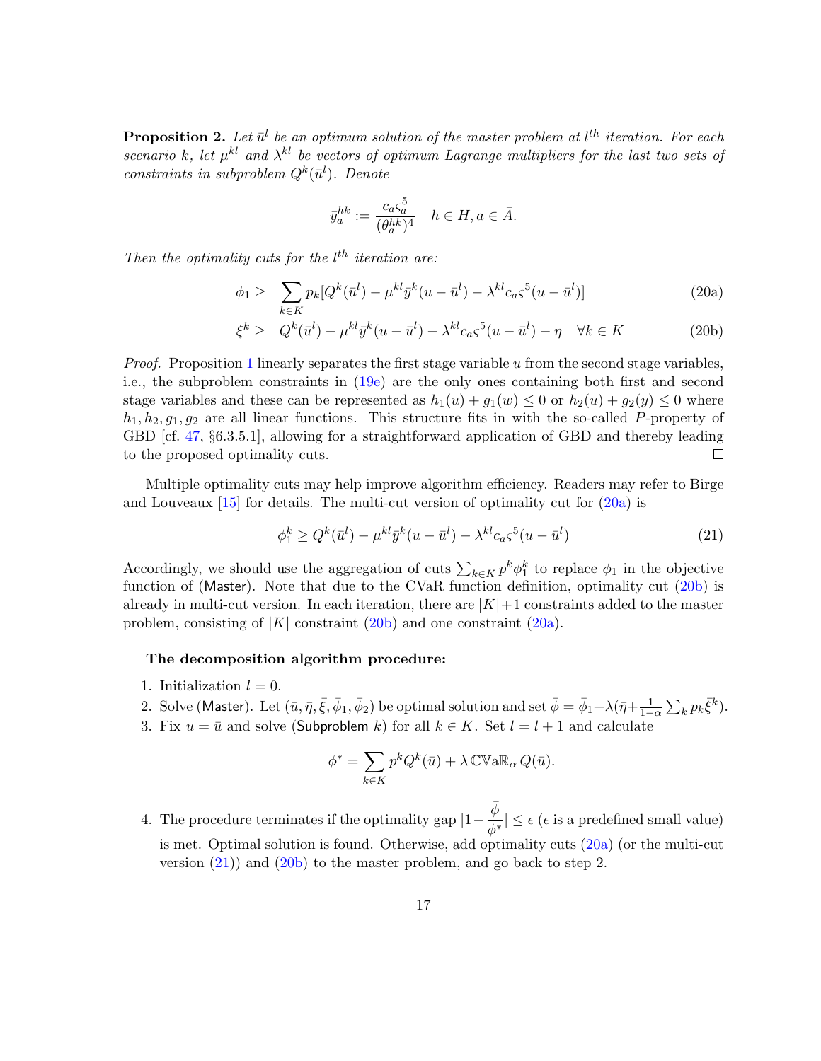**Proposition 2.** *Let $\bar{u}^l$ be an optimum solution of the master problem at $l^{th}$ iteration. For each scenario $k$, let $\mu^{kl}$ and $\lambda^{kl}$ be vectors of optimum Lagrange multipliers for the last two sets of constraints in subproblem $Q^k(\bar{u}^l)$. Denote*

$$\bar{y}_a^{hk} := \frac{c_a \varsigma_a^5}{(\theta_a^{hk})^4} \quad h \in H, a \in \bar{A}.$$

*Then the optimality cuts for the $l^{th}$ iteration are:*

$$\phi_1 \geq \sum_{k \in K} p_k [Q^k(\bar{u}^l) - \mu^{kl} \bar{y}^k (u - \bar{u}^l) - \lambda^{kl} c_a \varsigma^5 (u - \bar{u}^l)] \tag{20a}$$

$$\xi^k \geq Q^k(\bar{u}^l) - \mu^{kl} \bar{y}^k (u - \bar{u}^l) - \lambda^{kl} c_a \varsigma^5 (u - \bar{u}^l) - \eta \quad \forall k \in K \tag{20b}$$

*Proof.* Proposition 1 linearly separates the first stage variable $u$ from the second stage variables, i.e., the subproblem constraints in (19e) are the only ones containing both first and second stage variables and these can be represented as $h_1(u) + g_1(w) \leq 0$ or $h_2(u) + g_2(y) \leq 0$ where $h_1, h_2, g_1, g_2$ are all linear functions. This structure fits in with the so-called $P$-property of GBD [cf. 47, §6.3.5.1], allowing for a straightforward application of GBD and thereby leading to the proposed optimality cuts. □

Multiple optimality cuts may help improve algorithm efficiency. Readers may refer to Birge and Louveaux [15] for details. The multi-cut version of optimality cut for (20a) is

$$\phi_1^k \geq Q^k(\bar{u}^l) - \mu^{kl} \bar{y}^k (u - \bar{u}^l) - \lambda^{kl} c_a \varsigma^5 (u - \bar{u}^l) \tag{21}$$

Accordingly, we should use the aggregation of cuts $\sum_{k \in K} p^k \phi_1^k$ to replace $\phi_1$ in the objective function of (Master). Note that due to the CVaR function definition, optimality cut (20b) is already in multi-cut version. In each iteration, there are $|K|+1$ constraints added to the master problem, consisting of $|K|$ constraint (20b) and one constraint (20a).

**The decomposition algorithm procedure:**

1. Initialization $l = 0$.
2. Solve (Master). Let $(\bar{u}, \bar{\eta}, \bar{\xi}, \bar{\phi}_1, \bar{\phi}_2)$ be optimal solution and set $\bar{\phi} = \bar{\phi}_1 + \lambda(\bar{\eta} + \frac{1}{1-\alpha} \sum_k p_k \bar{\xi}^k)$.
3. Fix $u = \bar{u}$ and solve (Subproblem $k$) for all $k \in K$. Set $l = l + 1$ and calculate

$$\phi^* = \sum_{k \in K} p^k Q^k(\bar{u}) + \lambda \, \mathbb{CVaR}_\alpha \, Q(\bar{u}).$$

4. The procedure terminates if the optimality gap $|1 - \frac{\bar{\phi}}{\phi^*}| \leq \epsilon$ ($\epsilon$ is a predefined small value) is met. Optimal solution is found. Otherwise, add optimality cuts (20a) (or the multi-cut version (21)) and (20b) to the master problem, and go back to step 2.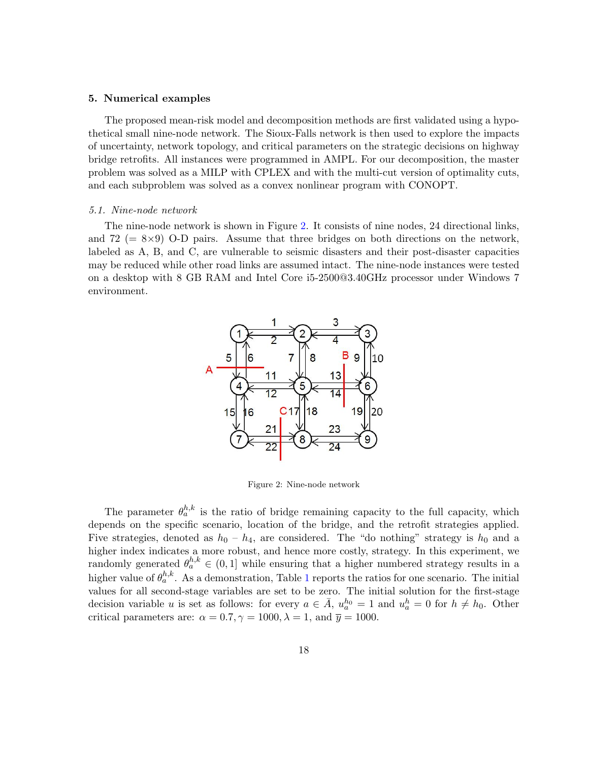## 5. Numerical examples

The proposed mean-risk model and decomposition methods are first validated using a hypothetical small nine-node network. The Sioux-Falls network is then used to explore the impacts of uncertainty, network topology, and critical parameters on the strategic decisions on highway bridge retrofits. All instances were programmed in AMPL. For our decomposition, the master problem was solved as a MILP with CPLEX and with the multi-cut version of optimality cuts, and each subproblem was solved as a convex nonlinear program with CONOPT.

### 5.1. Nine-node network

The nine-node network is shown in Figure 2. It consists of nine nodes, 24 directional links, and 72 (= 8×9) O-D pairs. Assume that three bridges on both directions on the network, labeled as A, B, and C, are vulnerable to seismic disasters and their post-disaster capacities may be reduced while other road links are assumed intact. The nine-node instances were tested on a desktop with 8 GB RAM and Intel Core i5-2500@3.40GHz processor under Windows 7 environment.

Figure 2: Nine-node network

The parameter $\theta_a^{h,k}$ is the ratio of bridge remaining capacity to the full capacity, which depends on the specific scenario, location of the bridge, and the retrofit strategies applied. Five strategies, denoted as $h_0$ – $h_4$, are considered. The "do nothing" strategy is $h_0$ and a higher index indicates a more robust, and hence more costly, strategy. In this experiment, we randomly generated $\theta_a^{h,k} \in (0, 1]$ while ensuring that a higher numbered strategy results in a higher value of $\theta_a^{h,k}$. As a demonstration, Table 1 reports the ratios for one scenario. The initial values for all second-stage variables are set to be zero. The initial solution for the first-stage decision variable $u$ is set as follows: for every $a \in \bar{A}$, $u_a^{h_0} = 1$ and $u_a^h = 0$ for $h \neq h_0$. Other critical parameters are: $\alpha = 0.7, \gamma = 1000, \lambda = 1$, and $\overline{y} = 1000$.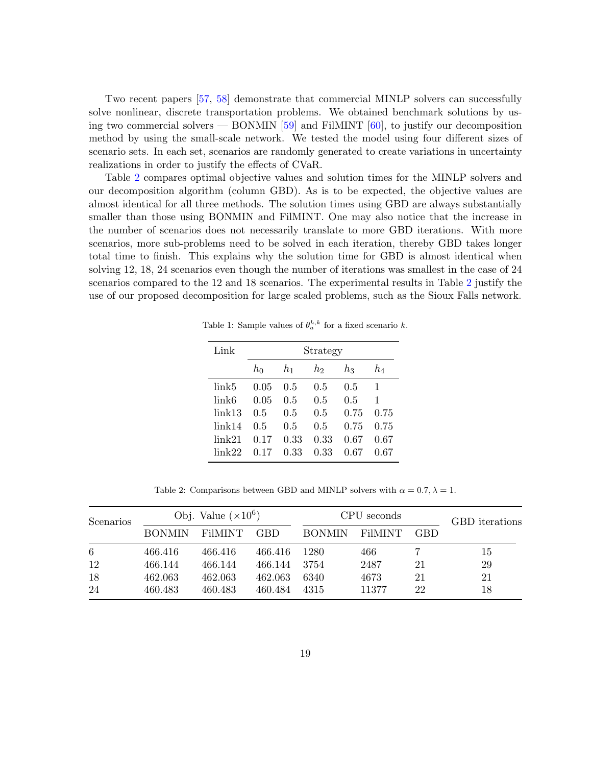Two recent papers [57, 58] demonstrate that commercial MINLP solvers can successfully solve nonlinear, discrete transportation problems. We obtained benchmark solutions by using two commercial solvers — BONMIN [59] and FilMINT [60], to justify our decomposition method by using the small-scale network. We tested the model using four different sizes of scenario sets. In each set, scenarios are randomly generated to create variations in uncertainty realizations in order to justify the effects of CVaR.

Table 2 compares optimal objective values and solution times for the MINLP solvers and our decomposition algorithm (column GBD). As is to be expected, the objective values are almost identical for all three methods. The solution times using GBD are always substantially smaller than those using BONMIN and FilMINT. One may also notice that the increase in the number of scenarios does not necessarily translate to more GBD iterations. With more scenarios, more sub-problems need to be solved in each iteration, thereby GBD takes longer total time to finish. This explains why the solution time for GBD is almost identical when solving 12, 18, 24 scenarios even though the number of iterations was smallest in the case of 24 scenarios compared to the 12 and 18 scenarios. The experimental results in Table 2 justify the use of our proposed decomposition for large scaled problems, such as the Sioux Falls network.

Table 1: Sample values of $\theta_a^{h,k}$ for a fixed scenario $k$.

| Link | Strategy | | | | |
|---|---|---|---|---|---|
| | $h_0$ | $h_1$ | $h_2$ | $h_3$ | $h_4$ |
| link5 | 0.05 | 0.5 | 0.5 | 0.5 | 1 |
| link6 | 0.05 | 0.5 | 0.5 | 0.5 | 1 |
| link13 | 0.5 | 0.5 | 0.5 | 0.75 | 0.75 |
| link14 | 0.5 | 0.5 | 0.5 | 0.75 | 0.75 |
| link21 | 0.17 | 0.33 | 0.33 | 0.67 | 0.67 |
| link22 | 0.17 | 0.33 | 0.33 | 0.67 | 0.67 |

Table 2: Comparisons between GBD and MINLP solvers with $\alpha = 0.7, \lambda = 1$.

| Scenarios | Obj. Value ($\times 10^6$) | | | CPU seconds | | | GBD iterations |
|---|---|---|---|---|---|---|---|
| | BONMIN | FilMINT | GBD | BONMIN | FilMINT | GBD | |
| 6 | 466.416 | 466.416 | 466.416 | 1280 | 466 | 7 | 15 |
| 12 | 466.144 | 466.144 | 466.144 | 3754 | 2487 | 21 | 29 |
| 18 | 462.063 | 462.063 | 462.063 | 6340 | 4673 | 21 | 21 |
| 24 | 460.483 | 460.483 | 460.484 | 4315 | 11377 | 22 | 18 |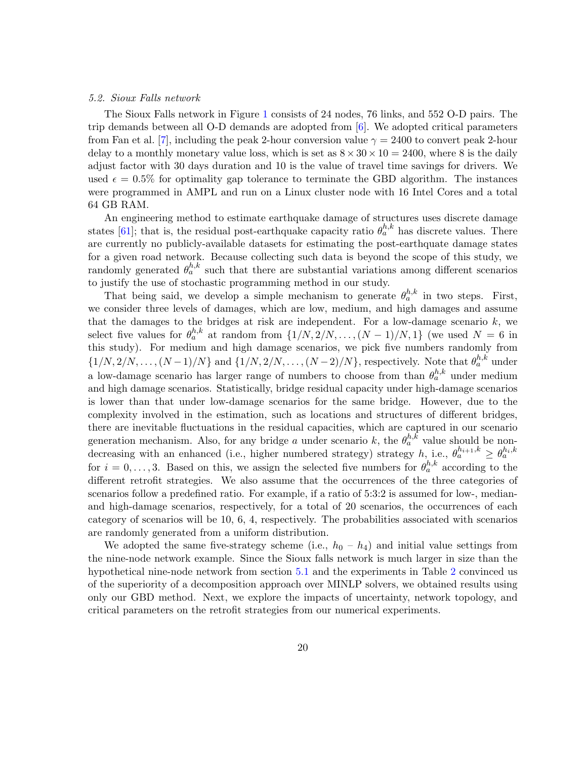### 5.2. Sioux Falls network

The Sioux Falls network in Figure 1 consists of 24 nodes, 76 links, and 552 O-D pairs. The trip demands between all O-D demands are adopted from [6]. We adopted critical parameters from Fan et al. [7], including the peak 2-hour conversion value $\gamma = 2400$ to convert peak 2-hour delay to a monthly monetary value loss, which is set as $8 \times 30 \times 10 = 2400$, where 8 is the daily adjust factor with 30 days duration and 10 is the value of travel time savings for drivers. We used $\epsilon = 0.5\%$ for optimality gap tolerance to terminate the GBD algorithm. The instances were programmed in AMPL and run on a Linux cluster node with 16 Intel Cores and a total 64 GB RAM.

An engineering method to estimate earthquake damage of structures uses discrete damage states [61]; that is, the residual post-earthquake capacity ratio $\theta_a^{h,k}$ has discrete values. There are currently no publicly-available datasets for estimating the post-earthquate damage states for a given road network. Because collecting such data is beyond the scope of this study, we randomly generated $\theta_a^{h,k}$ such that there are substantial variations among different scenarios to justify the use of stochastic programming method in our study.

That being said, we develop a simple mechanism to generate $\theta_a^{h,k}$ in two steps. First, we consider three levels of damages, which are low, medium, and high damages and assume that the damages to the bridges at risk are independent. For a low-damage scenario $k$, we select five values for $\theta_a^{h,k}$ at random from $\{1/N, 2/N, \ldots, (N-1)/N, 1\}$ (we used $N = 6$ in this study). For medium and high damage scenarios, we pick five numbers randomly from $\{1/N, 2/N, \ldots, (N-1)/N\}$ and $\{1/N, 2/N, \ldots, (N-2)/N\}$, respectively. Note that $\theta_a^{h,k}$ under a low-damage scenario has larger range of numbers to choose from than $\theta_a^{h,k}$ under medium and high damage scenarios. Statistically, bridge residual capacity under high-damage scenarios is lower than that under low-damage scenarios for the same bridge. However, due to the complexity involved in the estimation, such as locations and structures of different bridges, there are inevitable fluctuations in the residual capacities, which are captured in our scenario generation mechanism. Also, for any bridge $a$ under scenario $k$, the $\theta_a^{h,k}$ value should be non-decreasing with an enhanced (i.e., higher numbered strategy) strategy $h$, i.e., $\theta_a^{h_{i+1},k} \geq \theta_a^{h_i,k}$ for $i = 0, \ldots, 3$. Based on this, we assign the selected five numbers for $\theta_a^{h,k}$ according to the different retrofit strategies. We also assume that the occurrences of the three categories of scenarios follow a predefined ratio. For example, if a ratio of 5:3:2 is assumed for low-, median- and high-damage scenarios, respectively, for a total of 20 scenarios, the occurrences of each category of scenarios will be 10, 6, 4, respectively. The probabilities associated with scenarios are randomly generated from a uniform distribution.

We adopted the same five-strategy scheme (i.e., $h_0$ – $h_4$) and initial value settings from the nine-node network example. Since the Sioux falls network is much larger in size than the hypothetical nine-node network from section 5.1 and the experiments in Table 2 convinced us of the superiority of a decomposition approach over MINLP solvers, we obtained results using only our GBD method. Next, we explore the impacts of uncertainty, network topology, and critical parameters on the retrofit strategies from our numerical experiments.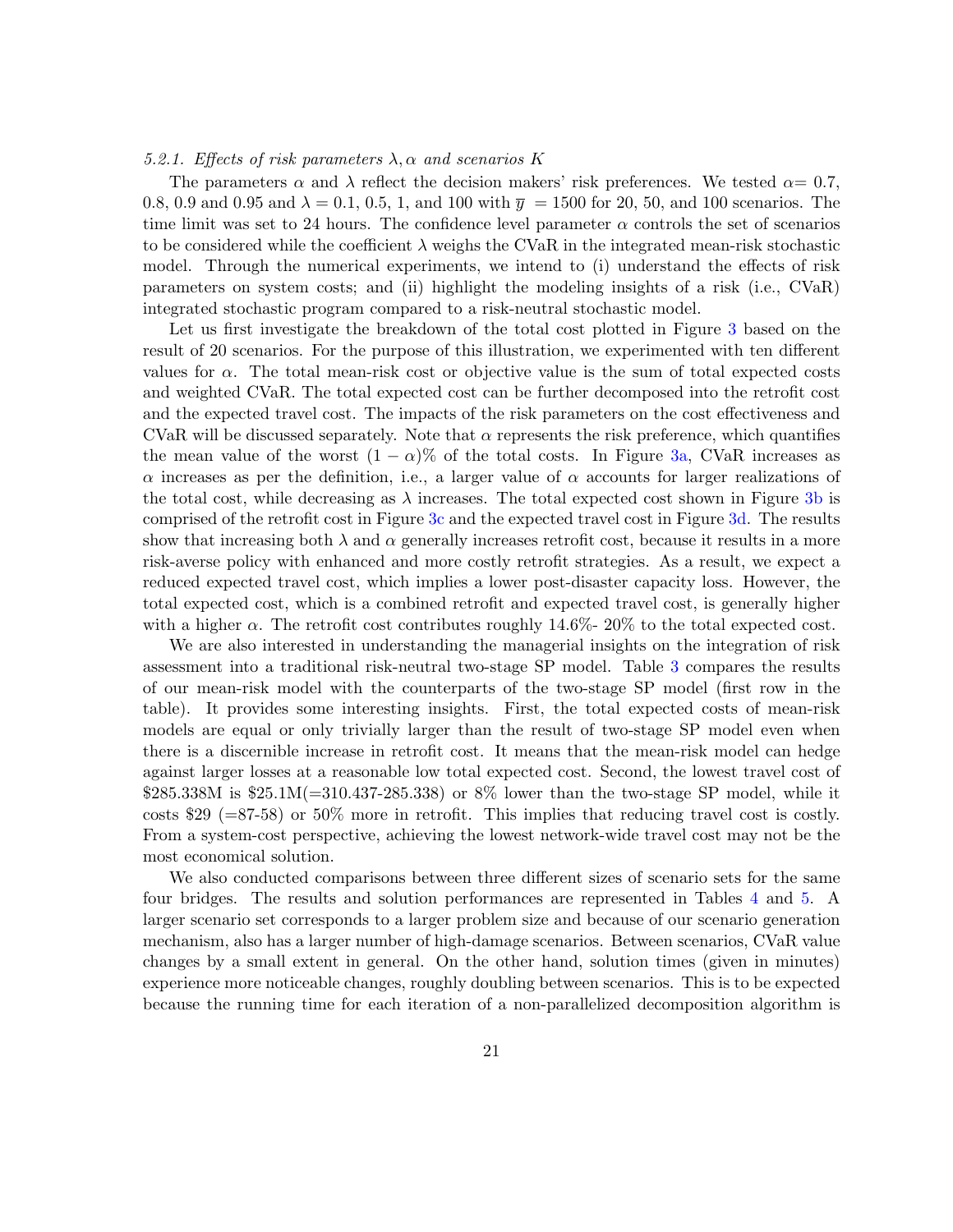#### 5.2.1. *Effects of risk parameters $\lambda, \alpha$ and scenarios $K$*

The parameters $\alpha$ and $\lambda$ reflect the decision makers' risk preferences. We tested $\alpha$= 0.7, 0.8, 0.9 and 0.95 and $\lambda$ = 0.1, 0.5, 1, and 100 with $\overline{y}$ = 1500 for 20, 50, and 100 scenarios. The time limit was set to 24 hours. The confidence level parameter $\alpha$ controls the set of scenarios to be considered while the coefficient $\lambda$ weighs the CVaR in the integrated mean-risk stochastic model. Through the numerical experiments, we intend to (i) understand the effects of risk parameters on system costs; and (ii) highlight the modeling insights of a risk (i.e., CVaR) integrated stochastic program compared to a risk-neutral stochastic model.

Let us first investigate the breakdown of the total cost plotted in Figure 3 based on the result of 20 scenarios. For the purpose of this illustration, we experimented with ten different values for $\alpha$. The total mean-risk cost or objective value is the sum of total expected costs and weighted CVaR. The total expected cost can be further decomposed into the retrofit cost and the expected travel cost. The impacts of the risk parameters on the cost effectiveness and CVaR will be discussed separately. Note that $\alpha$ represents the risk preference, which quantifies the mean value of the worst $(1 - \alpha)\%$ of the total costs. In Figure 3a, CVaR increases as $\alpha$ increases as per the definition, i.e., a larger value of $\alpha$ accounts for larger realizations of the total cost, while decreasing as $\lambda$ increases. The total expected cost shown in Figure 3b is comprised of the retrofit cost in Figure 3c and the expected travel cost in Figure 3d. The results show that increasing both $\lambda$ and $\alpha$ generally increases retrofit cost, because it results in a more risk-averse policy with enhanced and more costly retrofit strategies. As a result, we expect a reduced expected travel cost, which implies a lower post-disaster capacity loss. However, the total expected cost, which is a combined retrofit and expected travel cost, is generally higher with a higher $\alpha$. The retrofit cost contributes roughly 14.6%- 20% to the total expected cost.

We are also interested in understanding the managerial insights on the integration of risk assessment into a traditional risk-neutral two-stage SP model. Table 3 compares the results of our mean-risk model with the counterparts of the two-stage SP model (first row in the table). It provides some interesting insights. First, the total expected costs of mean-risk models are equal or only trivially larger than the result of two-stage SP model even when there is a discernible increase in retrofit cost. It means that the mean-risk model can hedge against larger losses at a reasonable low total expected cost. Second, the lowest travel cost of \$285.338M is \$25.1M(=310.437-285.338) or 8% lower than the two-stage SP model, while it costs \$29 (=87-58) or 50% more in retrofit. This implies that reducing travel cost is costly. From a system-cost perspective, achieving the lowest network-wide travel cost may not be the most economical solution.

We also conducted comparisons between three different sizes of scenario sets for the same four bridges. The results and solution performances are represented in Tables 4 and 5. A larger scenario set corresponds to a larger problem size and because of our scenario generation mechanism, also has a larger number of high-damage scenarios. Between scenarios, CVaR value changes by a small extent in general. On the other hand, solution times (given in minutes) experience more noticeable changes, roughly doubling between scenarios. This is to be expected because the running time for each iteration of a non-parallelized decomposition algorithm is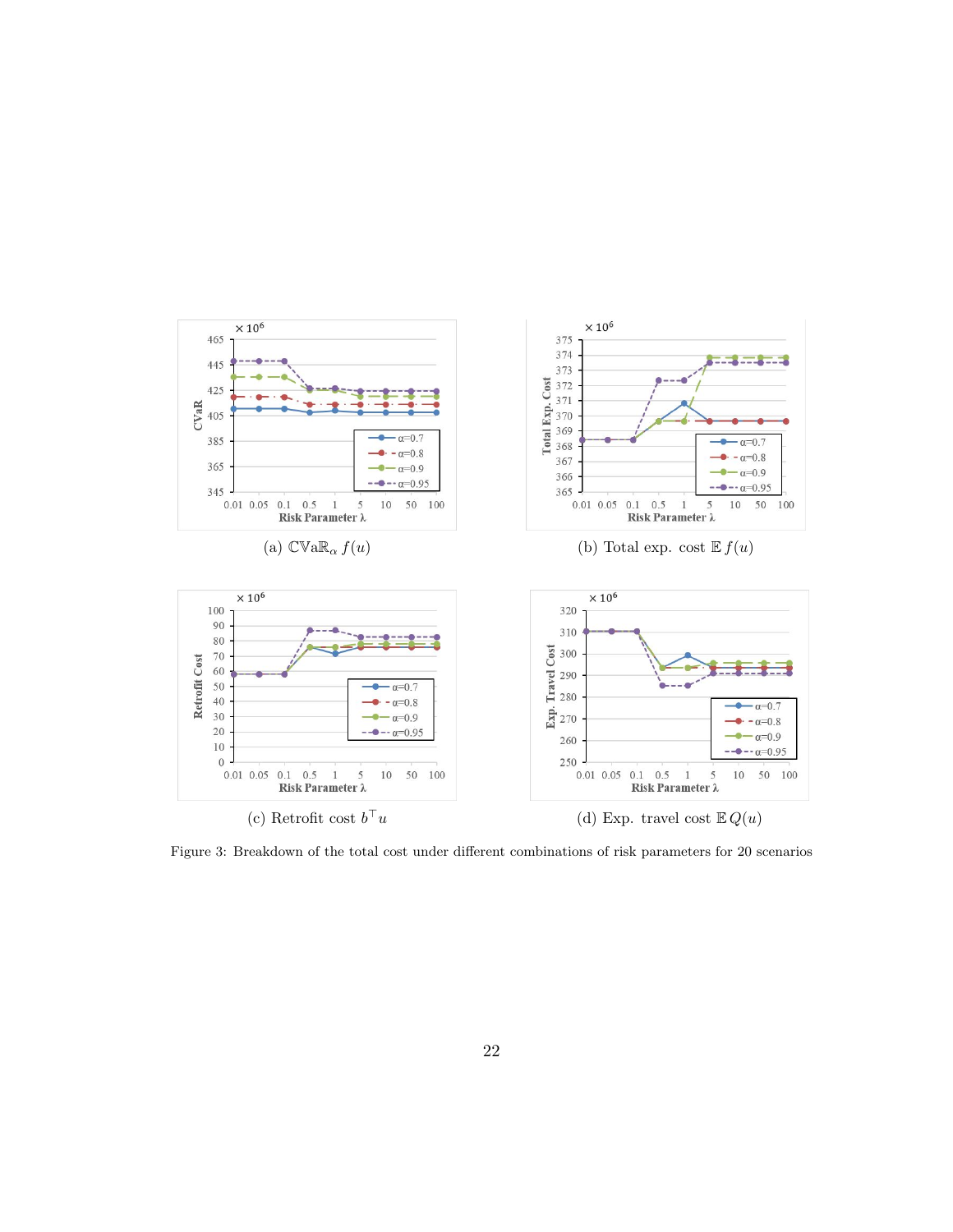(a) $\mathbb{CVaR}_\alpha\, f(u)$

(b) Total exp. cost $\mathbb{E}\, f(u)$

(c) Retrofit cost $b^\top u$

(d) Exp. travel cost $\mathbb{E}\, Q(u)$

Figure 3: Breakdown of the total cost under different combinations of risk parameters for 20 scenarios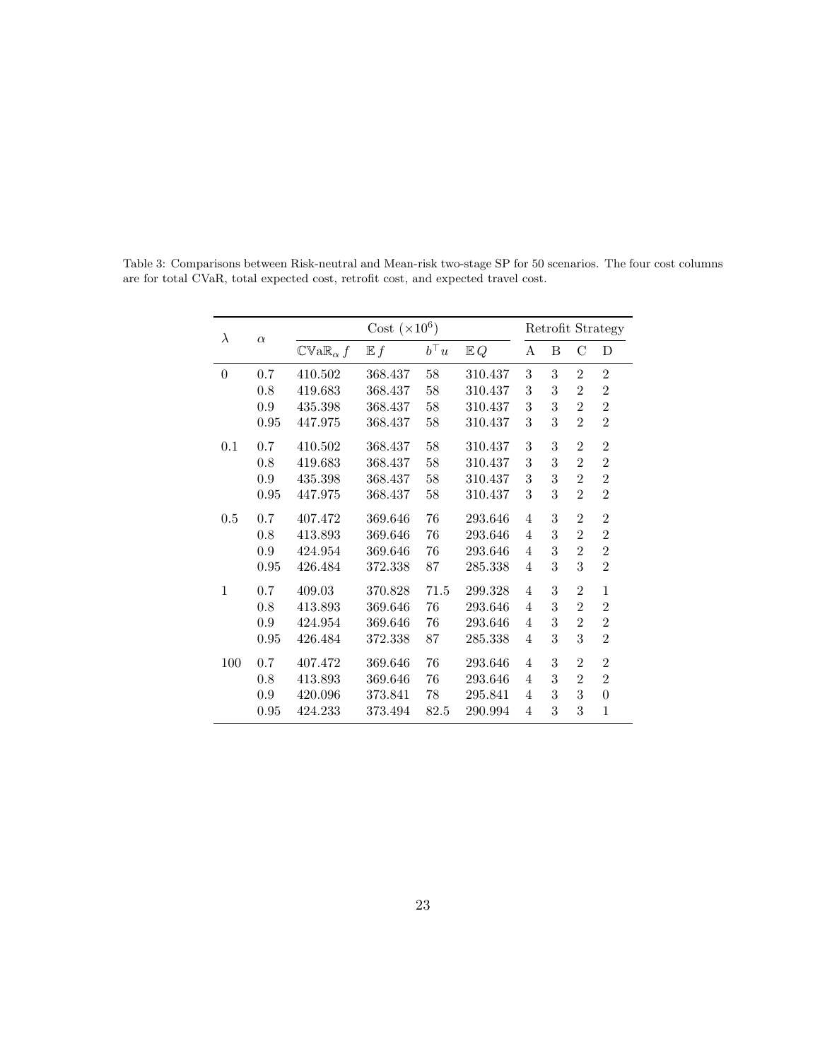Table 3: Comparisons between Risk-neutral and Mean-risk two-stage SP for 50 scenarios. The four cost columns are for total CVaR, total expected cost, retrofit cost, and expected travel cost.

| $\lambda$ | $\alpha$ | Cost ($\times 10^6$) | | | | Retrofit Strategy | | | |
|---|---|---|---|---|---|---|---|---|---|
| | | $\mathbb{CVaR}_\alpha f$ | $\mathbb{E} f$ | $b^\top u$ | $\mathbb{E} Q$ | A | B | C | D |
| 0 | 0.7 | 410.502 | 368.437 | 58 | 310.437 | 3 | 3 | 2 | 2 |
| | 0.8 | 419.683 | 368.437 | 58 | 310.437 | 3 | 3 | 2 | 2 |
| | 0.9 | 435.398 | 368.437 | 58 | 310.437 | 3 | 3 | 2 | 2 |
| | 0.95 | 447.975 | 368.437 | 58 | 310.437 | 3 | 3 | 2 | 2 |
| 0.1 | 0.7 | 410.502 | 368.437 | 58 | 310.437 | 3 | 3 | 2 | 2 |
| | 0.8 | 419.683 | 368.437 | 58 | 310.437 | 3 | 3 | 2 | 2 |
| | 0.9 | 435.398 | 368.437 | 58 | 310.437 | 3 | 3 | 2 | 2 |
| | 0.95 | 447.975 | 368.437 | 58 | 310.437 | 3 | 3 | 2 | 2 |
| 0.5 | 0.7 | 407.472 | 369.646 | 76 | 293.646 | 4 | 3 | 2 | 2 |
| | 0.8 | 413.893 | 369.646 | 76 | 293.646 | 4 | 3 | 2 | 2 |
| | 0.9 | 424.954 | 369.646 | 76 | 293.646 | 4 | 3 | 2 | 2 |
| | 0.95 | 426.484 | 372.338 | 87 | 285.338 | 4 | 3 | 3 | 2 |
| 1 | 0.7 | 409.03 | 370.828 | 71.5 | 299.328 | 4 | 3 | 2 | 1 |
| | 0.8 | 413.893 | 369.646 | 76 | 293.646 | 4 | 3 | 2 | 2 |
| | 0.9 | 424.954 | 369.646 | 76 | 293.646 | 4 | 3 | 2 | 2 |
| | 0.95 | 426.484 | 372.338 | 87 | 285.338 | 4 | 3 | 3 | 2 |
| 100 | 0.7 | 407.472 | 369.646 | 76 | 293.646 | 4 | 3 | 2 | 2 |
| | 0.8 | 413.893 | 369.646 | 76 | 293.646 | 4 | 3 | 2 | 2 |
| | 0.9 | 420.096 | 373.841 | 78 | 295.841 | 4 | 3 | 3 | 0 |
| | 0.95 | 424.233 | 373.494 | 82.5 | 290.994 | 4 | 3 | 3 | 1 |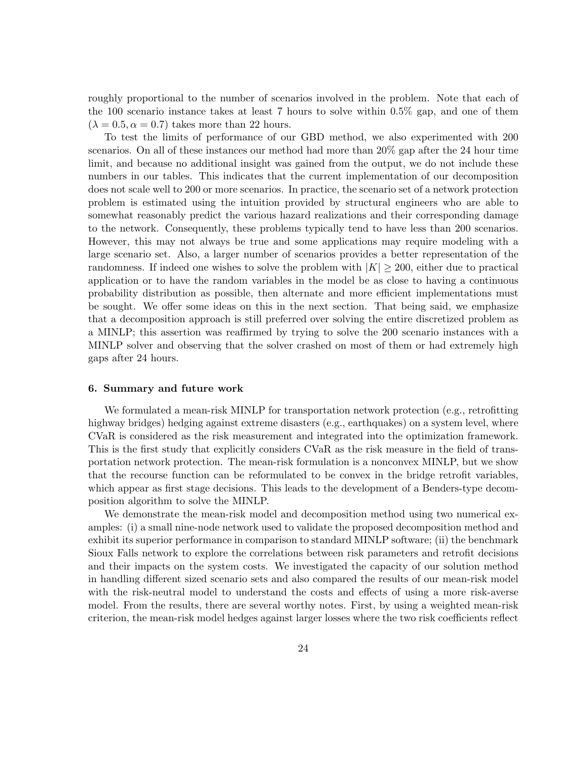roughly proportional to the number of scenarios involved in the problem. Note that each of the 100 scenario instance takes at least 7 hours to solve within 0.5% gap, and one of them ($\lambda = 0.5, \alpha = 0.7$) takes more than 22 hours.

To test the limits of performance of our GBD method, we also experimented with 200 scenarios. On all of these instances our method had more than 20% gap after the 24 hour time limit, and because no additional insight was gained from the output, we do not include these numbers in our tables. This indicates that the current implementation of our decomposition does not scale well to 200 or more scenarios. In practice, the scenario set of a network protection problem is estimated using the intuition provided by structural engineers who are able to somewhat reasonably predict the various hazard realizations and their corresponding damage to the network. Consequently, these problems typically tend to have less than 200 scenarios. However, this may not always be true and some applications may require modeling with a large scenario set. Also, a larger number of scenarios provides a better representation of the randomness. If indeed one wishes to solve the problem with $|K| \geq 200$, either due to practical application or to have the random variables in the model be as close to having a continuous probability distribution as possible, then alternate and more efficient implementations must be sought. We offer some ideas on this in the next section. That being said, we emphasize that a decomposition approach is still preferred over solving the entire discretized problem as a MINLP; this assertion was reaffirmed by trying to solve the 200 scenario instances with a MINLP solver and observing that the solver crashed on most of them or had extremely high gaps after 24 hours.

## 6. Summary and future work

We formulated a mean-risk MINLP for transportation network protection (e.g., retrofitting highway bridges) hedging against extreme disasters (e.g., earthquakes) on a system level, where CVaR is considered as the risk measurement and integrated into the optimization framework. This is the first study that explicitly considers CVaR as the risk measure in the field of transportation network protection. The mean-risk formulation is a nonconvex MINLP, but we show that the recourse function can be reformulated to be convex in the bridge retrofit variables, which appear as first stage decisions. This leads to the development of a Benders-type decomposition algorithm to solve the MINLP.

We demonstrate the mean-risk model and decomposition method using two numerical examples: (i) a small nine-node network used to validate the proposed decomposition method and exhibit its superior performance in comparison to standard MINLP software; (ii) the benchmark Sioux Falls network to explore the correlations between risk parameters and retrofit decisions and their impacts on the system costs. We investigated the capacity of our solution method in handling different sized scenario sets and also compared the results of our mean-risk model with the risk-neutral model to understand the costs and effects of using a more risk-averse model. From the results, there are several worthy notes. First, by using a weighted mean-risk criterion, the mean-risk model hedges against larger losses where the two risk coefficients reflect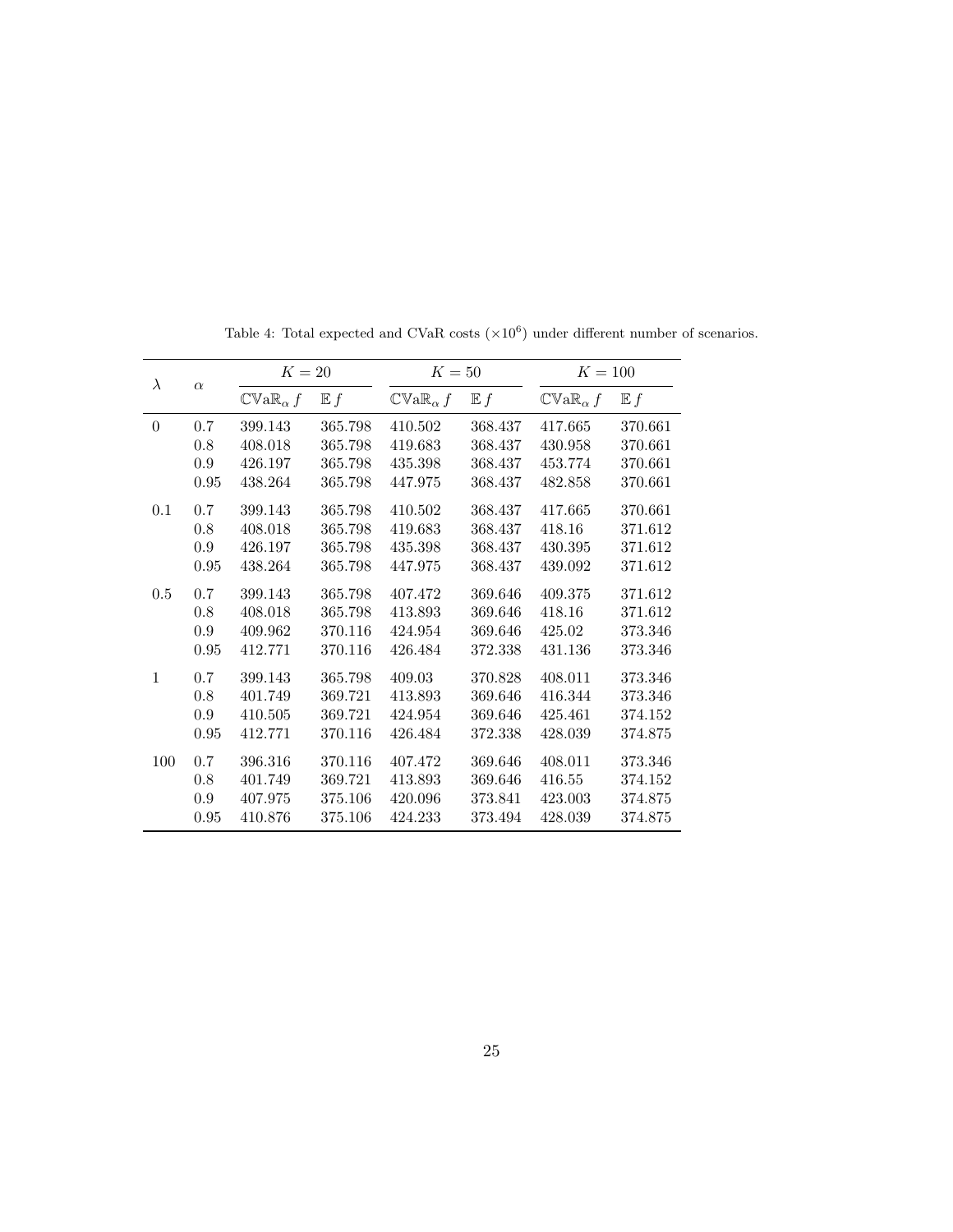Table 4: Total expected and CVaR costs ($\times 10^6$) under different number of scenarios.

| $\lambda$ | $\alpha$ | $K = 20$ | | $K = 50$ | | $K = 100$ | |
|---|---|---|---|---|---|---|---|
| | | $\mathbb{CVaR}_\alpha f$ | $\mathbb{E} f$ | $\mathbb{CVaR}_\alpha f$ | $\mathbb{E} f$ | $\mathbb{CVaR}_\alpha f$ | $\mathbb{E} f$ |
| 0 | 0.7 | 399.143 | 365.798 | 410.502 | 368.437 | 417.665 | 370.661 |
| | 0.8 | 408.018 | 365.798 | 419.683 | 368.437 | 430.958 | 370.661 |
| | 0.9 | 426.197 | 365.798 | 435.398 | 368.437 | 453.774 | 370.661 |
| | 0.95 | 438.264 | 365.798 | 447.975 | 368.437 | 482.858 | 370.661 |
| 0.1 | 0.7 | 399.143 | 365.798 | 410.502 | 368.437 | 417.665 | 370.661 |
| | 0.8 | 408.018 | 365.798 | 419.683 | 368.437 | 418.16 | 371.612 |
| | 0.9 | 426.197 | 365.798 | 435.398 | 368.437 | 430.395 | 371.612 |
| | 0.95 | 438.264 | 365.798 | 447.975 | 368.437 | 439.092 | 371.612 |
| 0.5 | 0.7 | 399.143 | 365.798 | 407.472 | 369.646 | 409.375 | 371.612 |
| | 0.8 | 408.018 | 365.798 | 413.893 | 369.646 | 418.16 | 371.612 |
| | 0.9 | 409.962 | 370.116 | 424.954 | 369.646 | 425.02 | 373.346 |
| | 0.95 | 412.771 | 370.116 | 426.484 | 372.338 | 431.136 | 373.346 |
| 1 | 0.7 | 399.143 | 365.798 | 409.03 | 370.828 | 408.011 | 373.346 |
| | 0.8 | 401.749 | 369.721 | 413.893 | 369.646 | 416.344 | 373.346 |
| | 0.9 | 410.505 | 369.721 | 424.954 | 369.646 | 425.461 | 374.152 |
| | 0.95 | 412.771 | 370.116 | 426.484 | 372.338 | 428.039 | 374.875 |
| 100 | 0.7 | 396.316 | 370.116 | 407.472 | 369.646 | 408.011 | 373.346 |
| | 0.8 | 401.749 | 369.721 | 413.893 | 369.646 | 416.55 | 374.152 |
| | 0.9 | 407.975 | 375.106 | 420.096 | 373.841 | 423.003 | 374.875 |
| | 0.95 | 410.876 | 375.106 | 424.233 | 373.494 | 428.039 | 374.875 |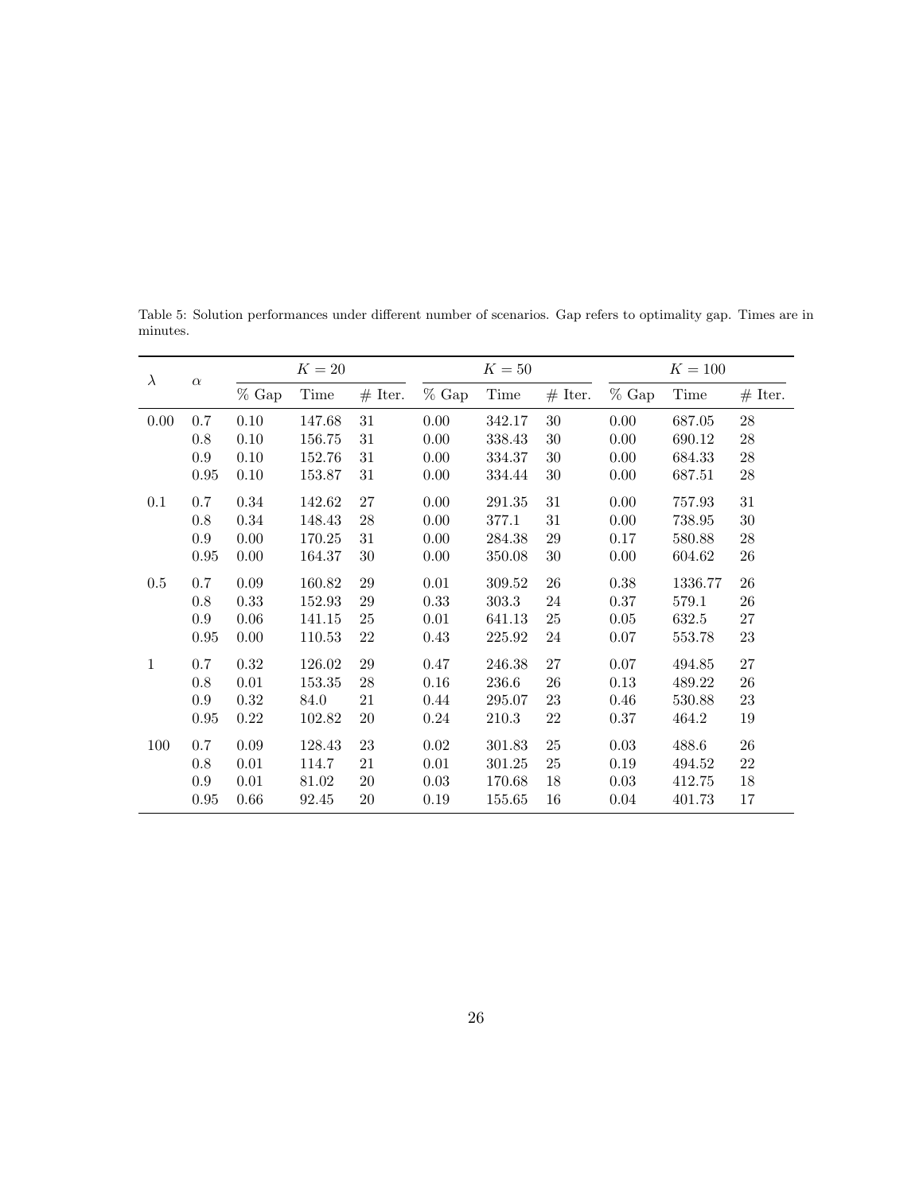Table 5: Solution performances under different number of scenarios. Gap refers to optimality gap. Times are in minutes.

| $\lambda$ | $\alpha$ | $K = 20$ | | | $K = 50$ | | | $K = 100$ | | |
|---|---|---|---|---|---|---|---|---|---|---|
| | | % Gap | Time | # Iter. | % Gap | Time | # Iter. | % Gap | Time | # Iter. |
| 0.00 | 0.7 | 0.10 | 147.68 | 31 | 0.00 | 342.17 | 30 | 0.00 | 687.05 | 28 |
| | 0.8 | 0.10 | 156.75 | 31 | 0.00 | 338.43 | 30 | 0.00 | 690.12 | 28 |
| | 0.9 | 0.10 | 152.76 | 31 | 0.00 | 334.37 | 30 | 0.00 | 684.33 | 28 |
| | 0.95 | 0.10 | 153.87 | 31 | 0.00 | 334.44 | 30 | 0.00 | 687.51 | 28 |
| 0.1 | 0.7 | 0.34 | 142.62 | 27 | 0.00 | 291.35 | 31 | 0.00 | 757.93 | 31 |
| | 0.8 | 0.34 | 148.43 | 28 | 0.00 | 377.1 | 31 | 0.00 | 738.95 | 30 |
| | 0.9 | 0.00 | 170.25 | 31 | 0.00 | 284.38 | 29 | 0.17 | 580.88 | 28 |
| | 0.95 | 0.00 | 164.37 | 30 | 0.00 | 350.08 | 30 | 0.00 | 604.62 | 26 |
| 0.5 | 0.7 | 0.09 | 160.82 | 29 | 0.01 | 309.52 | 26 | 0.38 | 1336.77 | 26 |
| | 0.8 | 0.33 | 152.93 | 29 | 0.33 | 303.3 | 24 | 0.37 | 579.1 | 26 |
| | 0.9 | 0.06 | 141.15 | 25 | 0.01 | 641.13 | 25 | 0.05 | 632.5 | 27 |
| | 0.95 | 0.00 | 110.53 | 22 | 0.43 | 225.92 | 24 | 0.07 | 553.78 | 23 |
| 1 | 0.7 | 0.32 | 126.02 | 29 | 0.47 | 246.38 | 27 | 0.07 | 494.85 | 27 |
| | 0.8 | 0.01 | 153.35 | 28 | 0.16 | 236.6 | 26 | 0.13 | 489.22 | 26 |
| | 0.9 | 0.32 | 84.0 | 21 | 0.44 | 295.07 | 23 | 0.46 | 530.88 | 23 |
| | 0.95 | 0.22 | 102.82 | 20 | 0.24 | 210.3 | 22 | 0.37 | 464.2 | 19 |
| 100 | 0.7 | 0.09 | 128.43 | 23 | 0.02 | 301.83 | 25 | 0.03 | 488.6 | 26 |
| | 0.8 | 0.01 | 114.7 | 21 | 0.01 | 301.25 | 25 | 0.19 | 494.52 | 22 |
| | 0.9 | 0.01 | 81.02 | 20 | 0.03 | 170.68 | 18 | 0.03 | 412.75 | 18 |
| | 0.95 | 0.66 | 92.45 | 20 | 0.19 | 155.65 | 16 | 0.04 | 401.73 | 17 |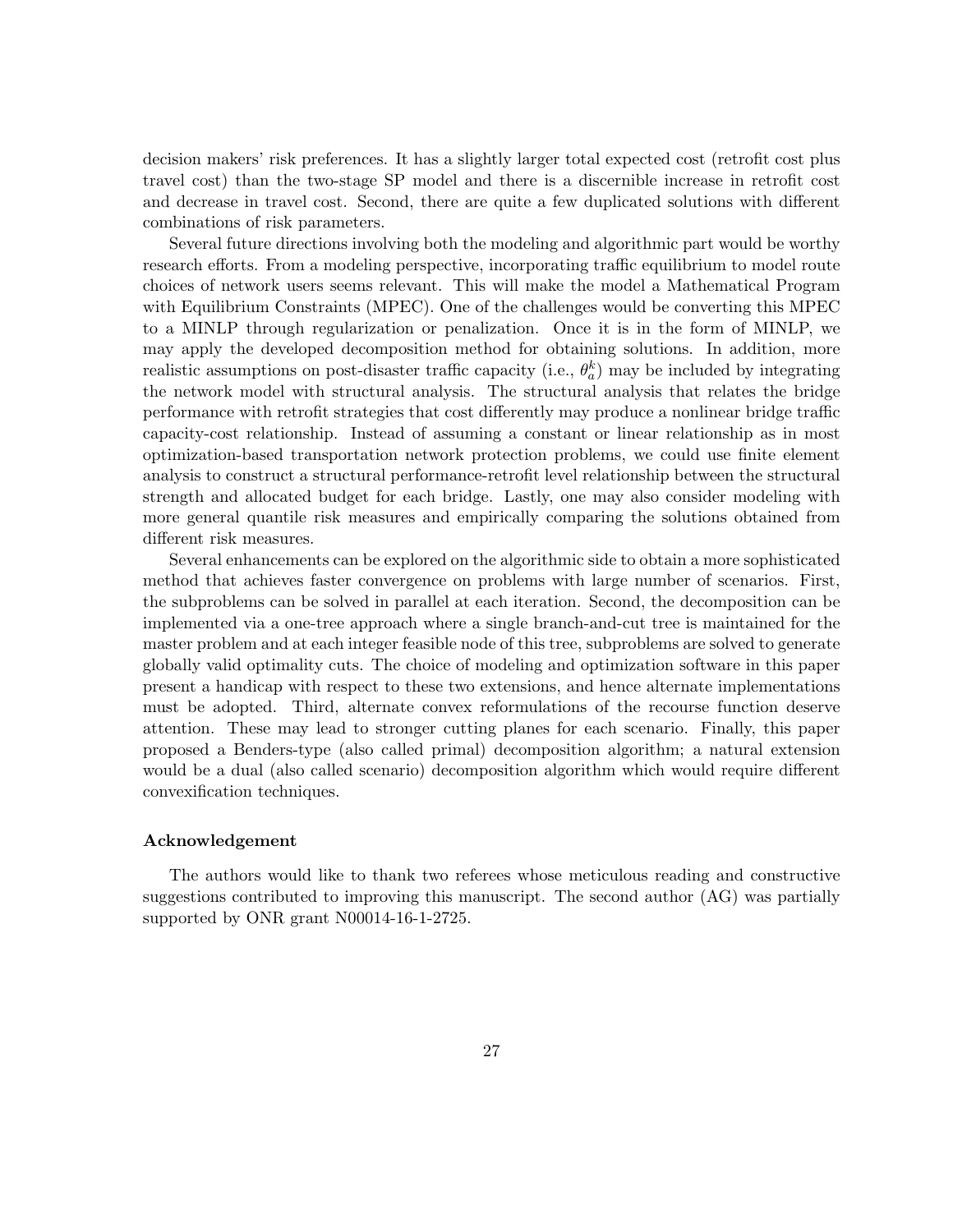decision makers' risk preferences. It has a slightly larger total expected cost (retrofit cost plus travel cost) than the two-stage SP model and there is a discernible increase in retrofit cost and decrease in travel cost. Second, there are quite a few duplicated solutions with different combinations of risk parameters.

Several future directions involving both the modeling and algorithmic part would be worthy research efforts. From a modeling perspective, incorporating traffic equilibrium to model route choices of network users seems relevant. This will make the model a Mathematical Program with Equilibrium Constraints (MPEC). One of the challenges would be converting this MPEC to a MINLP through regularization or penalization. Once it is in the form of MINLP, we may apply the developed decomposition method for obtaining solutions. In addition, more realistic assumptions on post-disaster traffic capacity (i.e., $\theta_a^k$) may be included by integrating the network model with structural analysis. The structural analysis that relates the bridge performance with retrofit strategies that cost differently may produce a nonlinear bridge traffic capacity-cost relationship. Instead of assuming a constant or linear relationship as in most optimization-based transportation network protection problems, we could use finite element analysis to construct a structural performance-retrofit level relationship between the structural strength and allocated budget for each bridge. Lastly, one may also consider modeling with more general quantile risk measures and empirically comparing the solutions obtained from different risk measures.

Several enhancements can be explored on the algorithmic side to obtain a more sophisticated method that achieves faster convergence on problems with large number of scenarios. First, the subproblems can be solved in parallel at each iteration. Second, the decomposition can be implemented via a one-tree approach where a single branch-and-cut tree is maintained for the master problem and at each integer feasible node of this tree, subproblems are solved to generate globally valid optimality cuts. The choice of modeling and optimization software in this paper present a handicap with respect to these two extensions, and hence alternate implementations must be adopted. Third, alternate convex reformulations of the recourse function deserve attention. These may lead to stronger cutting planes for each scenario. Finally, this paper proposed a Benders-type (also called primal) decomposition algorithm; a natural extension would be a dual (also called scenario) decomposition algorithm which would require different convexification techniques.

### Acknowledgement

The authors would like to thank two referees whose meticulous reading and constructive suggestions contributed to improving this manuscript. The second author (AG) was partially supported by ONR grant N00014-16-1-2725.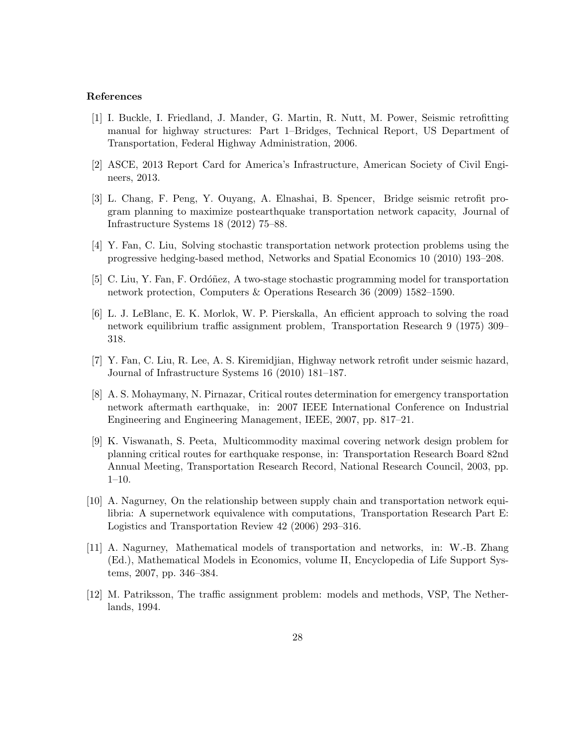## References

[1] I. Buckle, I. Friedland, J. Mander, G. Martin, R. Nutt, M. Power, Seismic retrofitting manual for highway structures: Part 1–Bridges, Technical Report, US Department of Transportation, Federal Highway Administration, 2006.

[2] ASCE, 2013 Report Card for America's Infrastructure, American Society of Civil Engineers, 2013.

[3] L. Chang, F. Peng, Y. Ouyang, A. Elnashai, B. Spencer, Bridge seismic retrofit program planning to maximize postearthquake transportation network capacity, Journal of Infrastructure Systems 18 (2012) 75–88.

[4] Y. Fan, C. Liu, Solving stochastic transportation network protection problems using the progressive hedging-based method, Networks and Spatial Economics 10 (2010) 193–208.

[5] C. Liu, Y. Fan, F. Ordóñez, A two-stage stochastic programming model for transportation network protection, Computers & Operations Research 36 (2009) 1582–1590.

[6] L. J. LeBlanc, E. K. Morlok, W. P. Pierskalla, An efficient approach to solving the road network equilibrium traffic assignment problem, Transportation Research 9 (1975) 309–318.

[7] Y. Fan, C. Liu, R. Lee, A. S. Kiremidjian, Highway network retrofit under seismic hazard, Journal of Infrastructure Systems 16 (2010) 181–187.

[8] A. S. Mohaymany, N. Pirnazar, Critical routes determination for emergency transportation network aftermath earthquake, in: 2007 IEEE International Conference on Industrial Engineering and Engineering Management, IEEE, 2007, pp. 817–21.

[9] K. Viswanath, S. Peeta, Multicommodity maximal covering network design problem for planning critical routes for earthquake response, in: Transportation Research Board 82nd Annual Meeting, Transportation Research Record, National Research Council, 2003, pp. 1–10.

[10] A. Nagurney, On the relationship between supply chain and transportation network equilibria: A supernetwork equivalence with computations, Transportation Research Part E: Logistics and Transportation Review 42 (2006) 293–316.

[11] A. Nagurney, Mathematical models of transportation and networks, in: W.-B. Zhang (Ed.), Mathematical Models in Economics, volume II, Encyclopedia of Life Support Systems, 2007, pp. 346–384.

[12] M. Patriksson, The traffic assignment problem: models and methods, VSP, The Netherlands, 1994.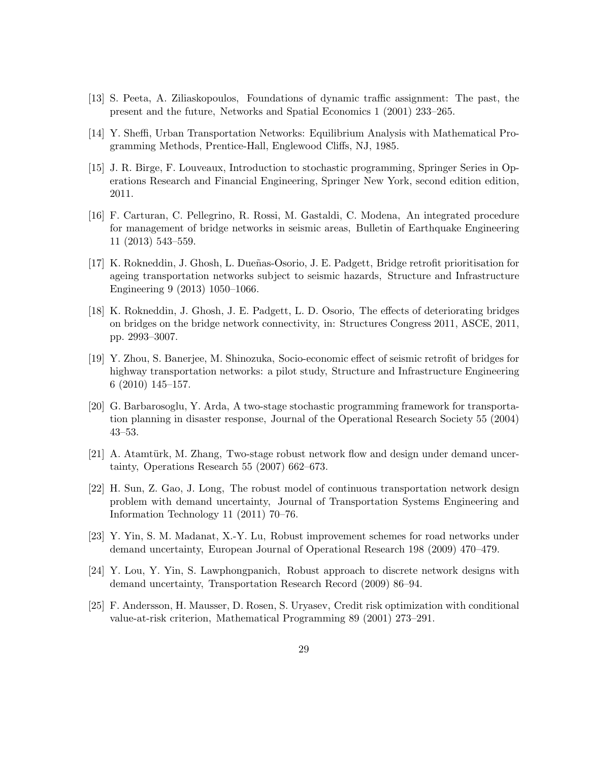[13] S. Peeta, A. Ziliaskopoulos, Foundations of dynamic traffic assignment: The past, the present and the future, Networks and Spatial Economics 1 (2001) 233–265.

[14] Y. Sheffi, Urban Transportation Networks: Equilibrium Analysis with Mathematical Programming Methods, Prentice-Hall, Englewood Cliffs, NJ, 1985.

[15] J. R. Birge, F. Louveaux, Introduction to stochastic programming, Springer Series in Operations Research and Financial Engineering, Springer New York, second edition edition, 2011.

[16] F. Carturan, C. Pellegrino, R. Rossi, M. Gastaldi, C. Modena, An integrated procedure for management of bridge networks in seismic areas, Bulletin of Earthquake Engineering 11 (2013) 543–559.

[17] K. Rokneddin, J. Ghosh, L. Dueñas-Osorio, J. E. Padgett, Bridge retrofit prioritisation for ageing transportation networks subject to seismic hazards, Structure and Infrastructure Engineering 9 (2013) 1050–1066.

[18] K. Rokneddin, J. Ghosh, J. E. Padgett, L. D. Osorio, The effects of deteriorating bridges on bridges on the bridge network connectivity, in: Structures Congress 2011, ASCE, 2011, pp. 2993–3007.

[19] Y. Zhou, S. Banerjee, M. Shinozuka, Socio-economic effect of seismic retrofit of bridges for highway transportation networks: a pilot study, Structure and Infrastructure Engineering 6 (2010) 145–157.

[20] G. Barbarosoglu, Y. Arda, A two-stage stochastic programming framework for transportation planning in disaster response, Journal of the Operational Research Society 55 (2004) 43–53.

[21] A. Atamtürk, M. Zhang, Two-stage robust network flow and design under demand uncertainty, Operations Research 55 (2007) 662–673.

[22] H. Sun, Z. Gao, J. Long, The robust model of continuous transportation network design problem with demand uncertainty, Journal of Transportation Systems Engineering and Information Technology 11 (2011) 70–76.

[23] Y. Yin, S. M. Madanat, X.-Y. Lu, Robust improvement schemes for road networks under demand uncertainty, European Journal of Operational Research 198 (2009) 470–479.

[24] Y. Lou, Y. Yin, S. Lawphongpanich, Robust approach to discrete network designs with demand uncertainty, Transportation Research Record (2009) 86–94.

[25] F. Andersson, H. Mausser, D. Rosen, S. Uryasev, Credit risk optimization with conditional value-at-risk criterion, Mathematical Programming 89 (2001) 273–291.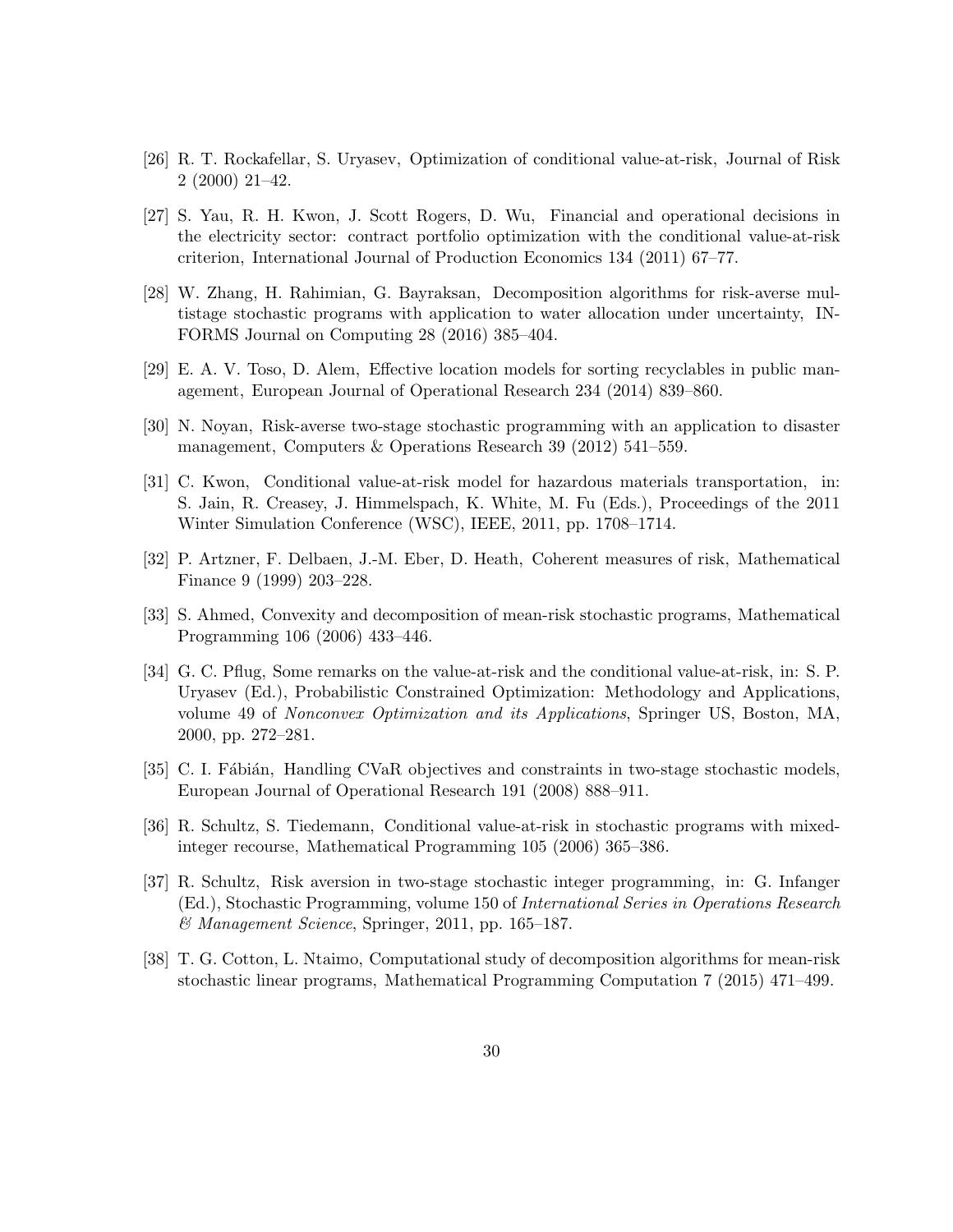[26] R. T. Rockafellar, S. Uryasev, Optimization of conditional value-at-risk, Journal of Risk 2 (2000) 21–42.

[27] S. Yau, R. H. Kwon, J. Scott Rogers, D. Wu, Financial and operational decisions in the electricity sector: contract portfolio optimization with the conditional value-at-risk criterion, International Journal of Production Economics 134 (2011) 67–77.

[28] W. Zhang, H. Rahimian, G. Bayraksan, Decomposition algorithms for risk-averse multistage stochastic programs with application to water allocation under uncertainty, INFORMS Journal on Computing 28 (2016) 385–404.

[29] E. A. V. Toso, D. Alem, Effective location models for sorting recyclables in public management, European Journal of Operational Research 234 (2014) 839–860.

[30] N. Noyan, Risk-averse two-stage stochastic programming with an application to disaster management, Computers & Operations Research 39 (2012) 541–559.

[31] C. Kwon, Conditional value-at-risk model for hazardous materials transportation, in: S. Jain, R. Creasey, J. Himmelspach, K. White, M. Fu (Eds.), Proceedings of the 2011 Winter Simulation Conference (WSC), IEEE, 2011, pp. 1708–1714.

[32] P. Artzner, F. Delbaen, J.-M. Eber, D. Heath, Coherent measures of risk, Mathematical Finance 9 (1999) 203–228.

[33] S. Ahmed, Convexity and decomposition of mean-risk stochastic programs, Mathematical Programming 106 (2006) 433–446.

[34] G. C. Pflug, Some remarks on the value-at-risk and the conditional value-at-risk, in: S. P. Uryasev (Ed.), Probabilistic Constrained Optimization: Methodology and Applications, volume 49 of *Nonconvex Optimization and its Applications*, Springer US, Boston, MA, 2000, pp. 272–281.

[35] C. I. Fábián, Handling CVaR objectives and constraints in two-stage stochastic models, European Journal of Operational Research 191 (2008) 888–911.

[36] R. Schultz, S. Tiedemann, Conditional value-at-risk in stochastic programs with mixed-integer recourse, Mathematical Programming 105 (2006) 365–386.

[37] R. Schultz, Risk aversion in two-stage stochastic integer programming, in: G. Infanger (Ed.), Stochastic Programming, volume 150 of *International Series in Operations Research & Management Science*, Springer, 2011, pp. 165–187.

[38] T. G. Cotton, L. Ntaimo, Computational study of decomposition algorithms for mean-risk stochastic linear programs, Mathematical Programming Computation 7 (2015) 471–499.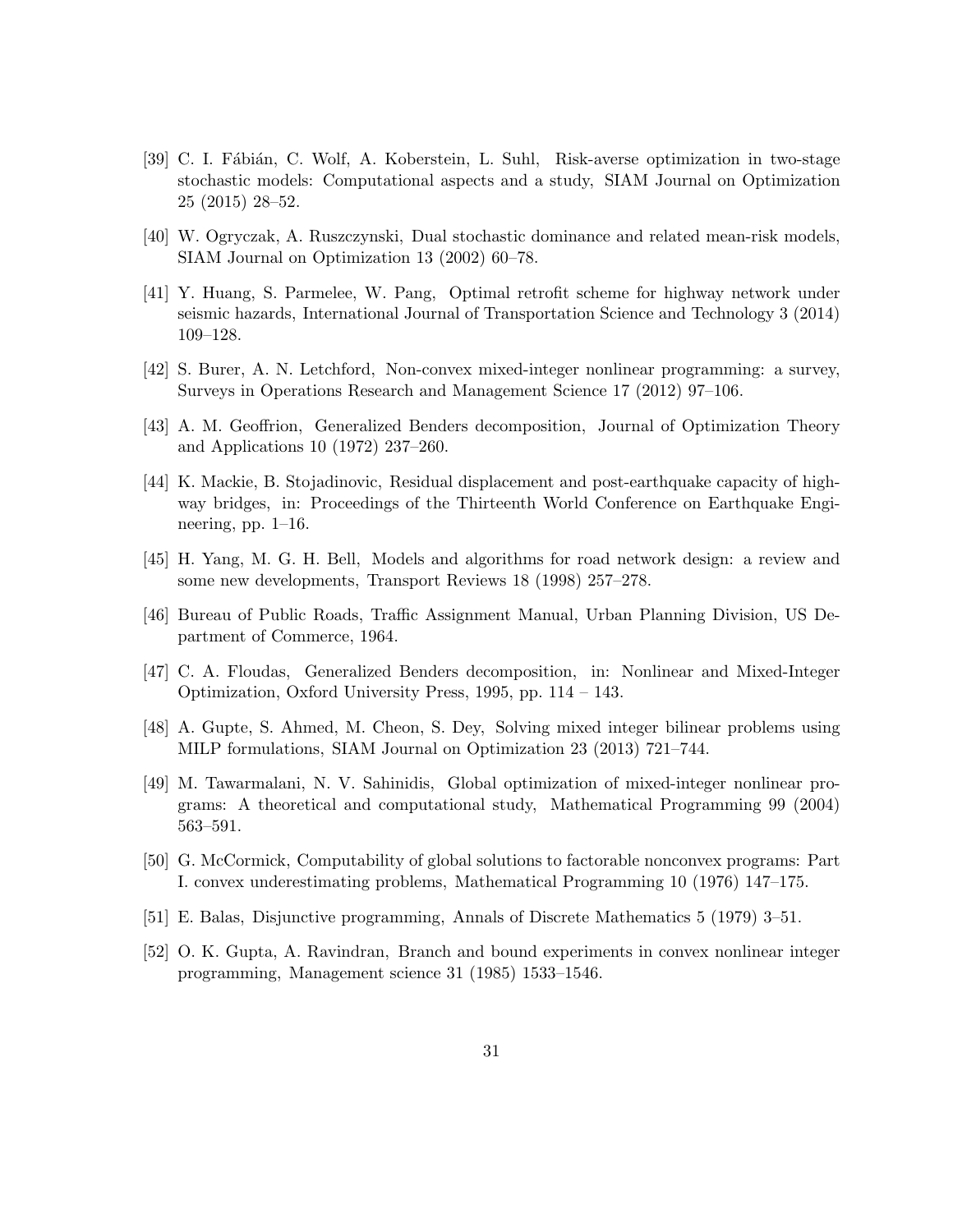[39] C. I. Fábián, C. Wolf, A. Koberstein, L. Suhl, Risk-averse optimization in two-stage stochastic models: Computational aspects and a study, SIAM Journal on Optimization 25 (2015) 28–52.

[40] W. Ogryczak, A. Ruszczynski, Dual stochastic dominance and related mean-risk models, SIAM Journal on Optimization 13 (2002) 60–78.

[41] Y. Huang, S. Parmelee, W. Pang, Optimal retrofit scheme for highway network under seismic hazards, International Journal of Transportation Science and Technology 3 (2014) 109–128.

[42] S. Burer, A. N. Letchford, Non-convex mixed-integer nonlinear programming: a survey, Surveys in Operations Research and Management Science 17 (2012) 97–106.

[43] A. M. Geoffrion, Generalized Benders decomposition, Journal of Optimization Theory and Applications 10 (1972) 237–260.

[44] K. Mackie, B. Stojadinovic, Residual displacement and post-earthquake capacity of highway bridges, in: Proceedings of the Thirteenth World Conference on Earthquake Engineering, pp. 1–16.

[45] H. Yang, M. G. H. Bell, Models and algorithms for road network design: a review and some new developments, Transport Reviews 18 (1998) 257–278.

[46] Bureau of Public Roads, Traffic Assignment Manual, Urban Planning Division, US Department of Commerce, 1964.

[47] C. A. Floudas, Generalized Benders decomposition, in: Nonlinear and Mixed-Integer Optimization, Oxford University Press, 1995, pp. 114 – 143.

[48] A. Gupte, S. Ahmed, M. Cheon, S. Dey, Solving mixed integer bilinear problems using MILP formulations, SIAM Journal on Optimization 23 (2013) 721–744.

[49] M. Tawarmalani, N. V. Sahinidis, Global optimization of mixed-integer nonlinear programs: A theoretical and computational study, Mathematical Programming 99 (2004) 563–591.

[50] G. McCormick, Computability of global solutions to factorable nonconvex programs: Part I. convex underestimating problems, Mathematical Programming 10 (1976) 147–175.

[51] E. Balas, Disjunctive programming, Annals of Discrete Mathematics 5 (1979) 3–51.

[52] O. K. Gupta, A. Ravindran, Branch and bound experiments in convex nonlinear integer programming, Management science 31 (1985) 1533–1546.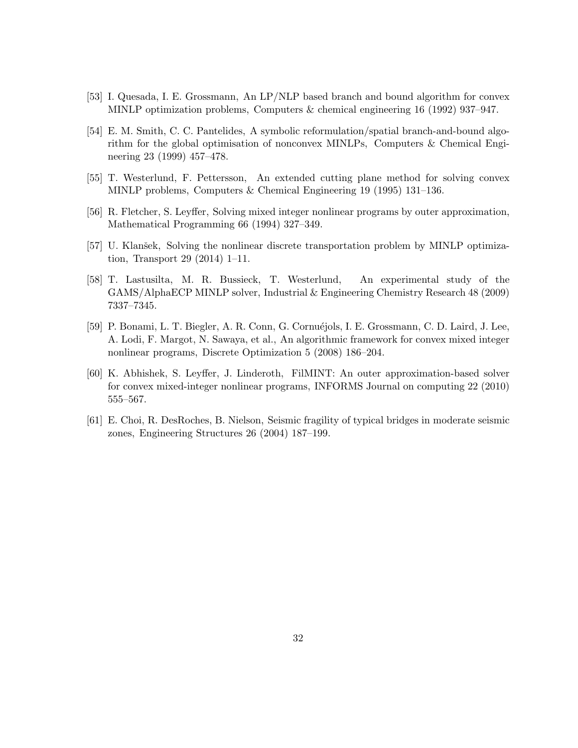[53] I. Quesada, I. E. Grossmann, An LP/NLP based branch and bound algorithm for convex MINLP optimization problems, Computers & chemical engineering 16 (1992) 937–947.

[54] E. M. Smith, C. C. Pantelides, A symbolic reformulation/spatial branch-and-bound algorithm for the global optimisation of nonconvex MINLPs, Computers & Chemical Engineering 23 (1999) 457–478.

[55] T. Westerlund, F. Pettersson, An extended cutting plane method for solving convex MINLP problems, Computers & Chemical Engineering 19 (1995) 131–136.

[56] R. Fletcher, S. Leyffer, Solving mixed integer nonlinear programs by outer approximation, Mathematical Programming 66 (1994) 327–349.

[57] U. Klanšek, Solving the nonlinear discrete transportation problem by MINLP optimization, Transport 29 (2014) 1–11.

[58] T. Lastusilta, M. R. Bussieck, T. Westerlund, An experimental study of the GAMS/AlphaECP MINLP solver, Industrial & Engineering Chemistry Research 48 (2009) 7337–7345.

[59] P. Bonami, L. T. Biegler, A. R. Conn, G. Cornuéjols, I. E. Grossmann, C. D. Laird, J. Lee, A. Lodi, F. Margot, N. Sawaya, et al., An algorithmic framework for convex mixed integer nonlinear programs, Discrete Optimization 5 (2008) 186–204.

[60] K. Abhishek, S. Leyffer, J. Linderoth, FilMINT: An outer approximation-based solver for convex mixed-integer nonlinear programs, INFORMS Journal on computing 22 (2010) 555–567.

[61] E. Choi, R. DesRoches, B. Nielson, Seismic fragility of typical bridges in moderate seismic zones, Engineering Structures 26 (2004) 187–199.